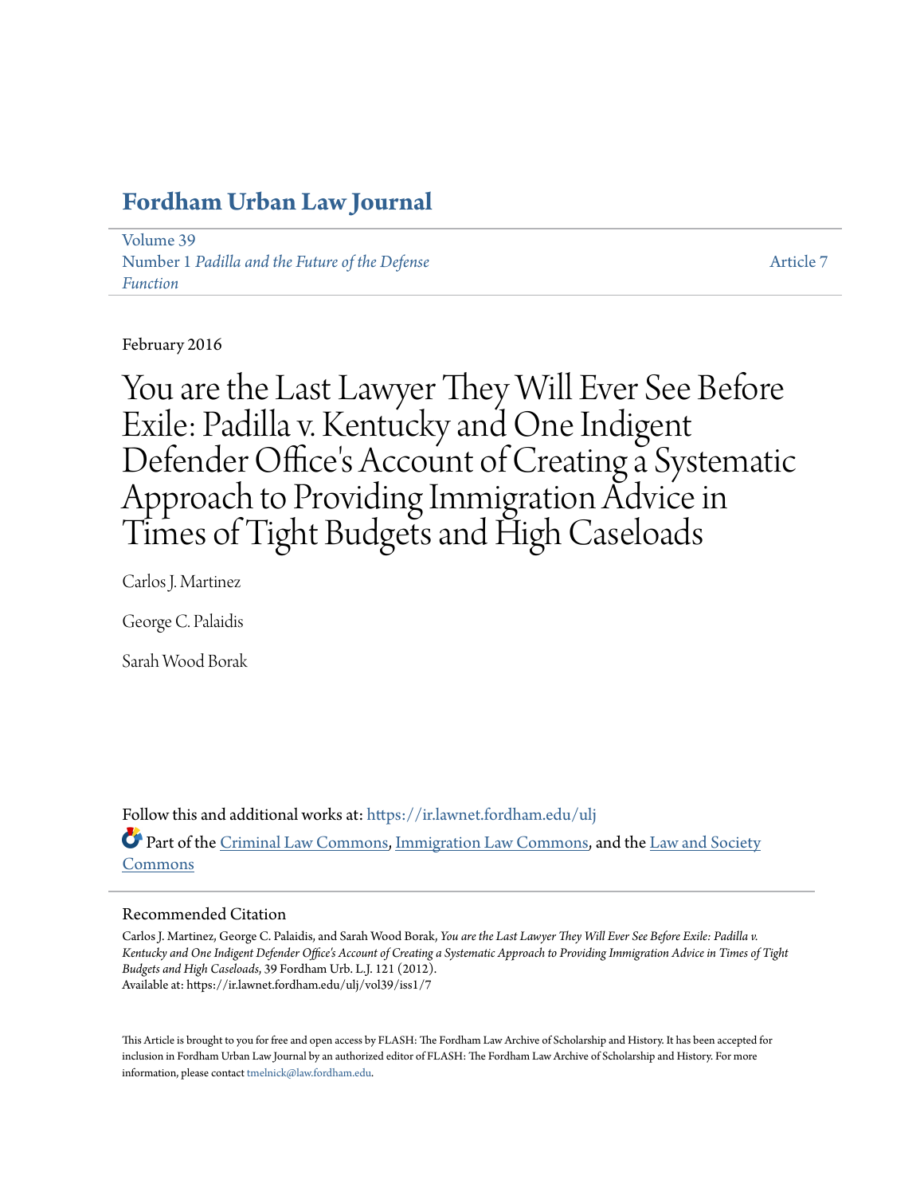# Fordham Urban Law Journal

Volume 39
Number 1 *Padilla and the Future of the Defense Function*

Article 7

February 2016

# You are the Last Lawyer They Will Ever See Before Exile: Padilla v. Kentucky and One Indigent Defender Office's Account of Creating a Systematic Approach to Providing Immigration Advice in Times of Tight Budgets and High Caseloads

Carlos J. Martinez

George C. Palaidis

Sarah Wood Borak

Follow this and additional works at: https://ir.lawnet.fordham.edu/ulj

Part of the Criminal Law Commons, Immigration Law Commons, and the Law and Society Commons

## Recommended Citation

Carlos J. Martinez, George C. Palaidis, and Sarah Wood Borak, *You are the Last Lawyer They Will Ever See Before Exile: Padilla v. Kentucky and One Indigent Defender Office's Account of Creating a Systematic Approach to Providing Immigration Advice in Times of Tight Budgets and High Caseloads*, 39 Fordham Urb. L.J. 121 (2012).
Available at: https://ir.lawnet.fordham.edu/ulj/vol39/iss1/7

This Article is brought to you for free and open access by FLASH: The Fordham Law Archive of Scholarship and History. It has been accepted for inclusion in Fordham Urban Law Journal by an authorized editor of FLASH: The Fordham Law Archive of Scholarship and History. For more information, please contact tmelnick@law.fordham.edu.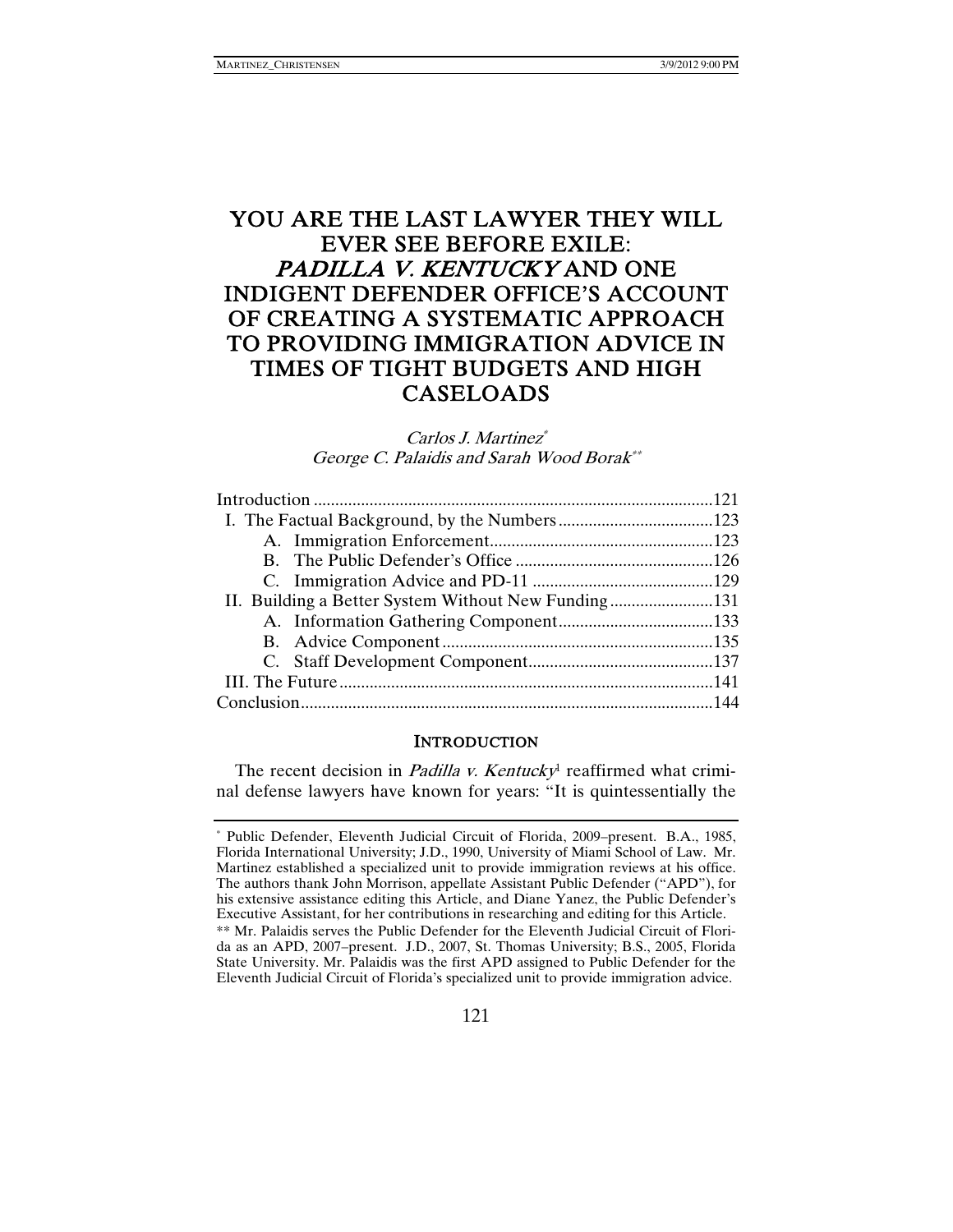# YOU ARE THE LAST LAWYER THEY WILL EVER SEE BEFORE EXILE: *PADILLA V. KENTUCKY* AND ONE INDIGENT DEFENDER OFFICE'S ACCOUNT OF CREATING A SYSTEMATIC APPROACH TO PROVIDING IMMIGRATION ADVICE IN TIMES OF TIGHT BUDGETS AND HIGH CASELOADS

*Carlos J. Martinez*[\*]
*George C. Palaidis and Sarah Wood Borak*[\*\*]

| | |
|---|---|
| Introduction | 121 |
| I. The Factual Background, by the Numbers | 123 |
| A. Immigration Enforcement | 123 |
| B. The Public Defender's Office | 126 |
| C. Immigration Advice and PD-11 | 129 |
| II. Building a Better System Without New Funding | 131 |
| A. Information Gathering Component | 133 |
| B. Advice Component | 135 |
| C. Staff Development Component | 137 |
| III. The Future | 141 |
| Conclusion | 144 |

## INTRODUCTION

The recent decision in *Padilla v. Kentucky*[1] reaffirmed what criminal defense lawyers have known for years: "It is quintessentially the

---

[\*] Public Defender, Eleventh Judicial Circuit of Florida, 2009–present. B.A., 1985, Florida International University; J.D., 1990, University of Miami School of Law. Mr. Martinez established a specialized unit to provide immigration reviews at his office. The authors thank John Morrison, appellate Assistant Public Defender ("APD"), for his extensive assistance editing this Article, and Diane Yanez, the Public Defender's Executive Assistant, for her contributions in researching and editing for this Article.

[\*\*] Mr. Palaidis serves the Public Defender for the Eleventh Judicial Circuit of Florida as an APD, 2007–present. J.D., 2007, St. Thomas University; B.S., 2005, Florida State University. Mr. Palaidis was the first APD assigned to Public Defender for the Eleventh Judicial Circuit of Florida's specialized unit to provide immigration advice.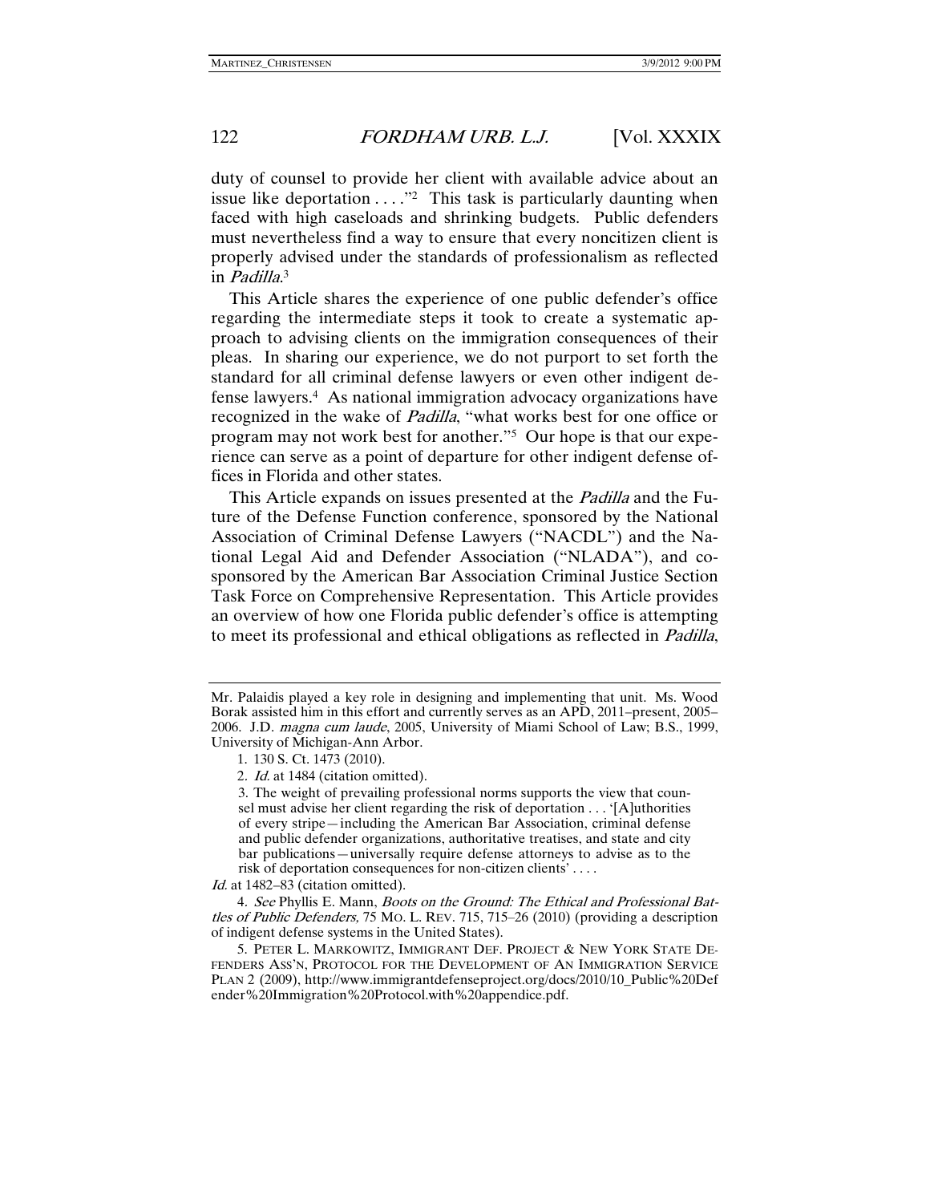duty of counsel to provide her client with available advice about an issue like deportation . . . ."[2] This task is particularly daunting when faced with high caseloads and shrinking budgets. Public defenders must nevertheless find a way to ensure that every noncitizen client is properly advised under the standards of professionalism as reflected in *Padilla*.[3]

This Article shares the experience of one public defender's office regarding the intermediate steps it took to create a systematic approach to advising clients on the immigration consequences of their pleas. In sharing our experience, we do not purport to set forth the standard for all criminal defense lawyers or even other indigent defense lawyers.[4] As national immigration advocacy organizations have recognized in the wake of *Padilla*, "what works best for one office or program may not work best for another."[5] Our hope is that our experience can serve as a point of departure for other indigent defense offices in Florida and other states.

This Article expands on issues presented at the *Padilla* and the Future of the Defense Function conference, sponsored by the National Association of Criminal Defense Lawyers ("NACDL") and the National Legal Aid and Defender Association ("NLADA"), and co-sponsored by the American Bar Association Criminal Justice Section Task Force on Comprehensive Representation. This Article provides an overview of how one Florida public defender's office is attempting to meet its professional and ethical obligations as reflected in *Padilla*,

---

Mr. Palaidis played a key role in designing and implementing that unit. Ms. Wood Borak assisted him in this effort and currently serves as an APD, 2011–present, 2005–2006. J.D. *magna cum laude*, 2005, University of Miami School of Law; B.S., 1999, University of Michigan-Ann Arbor.

1. 130 S. Ct. 1473 (2010).

2. *Id.* at 1484 (citation omitted).

3. The weight of prevailing professional norms supports the view that counsel must advise her client regarding the risk of deportation . . . '[A]uthorities of every stripe—including the American Bar Association, criminal defense and public defender organizations, authoritative treatises, and state and city bar publications—universally require defense attorneys to advise as to the risk of deportation consequences for non-citizen clients' . . . .

*Id.* at 1482–83 (citation omitted).

4. *See* Phyllis E. Mann, *Boots on the Ground: The Ethical and Professional Battles of Public Defenders,* 75 MO. L. REV. 715, 715–26 (2010) (providing a description of indigent defense systems in the United States).

5. PETER L. MARKOWITZ, IMMIGRANT DEF. PROJECT & NEW YORK STATE DEFENDERS ASS'N, PROTOCOL FOR THE DEVELOPMENT OF AN IMMIGRATION SERVICE PLAN 2 (2009), http://www.immigrantdefenseproject.org/docs/2010/10_Public%20Defender%20Immigration%20Protocol.with%20appendice.pdf.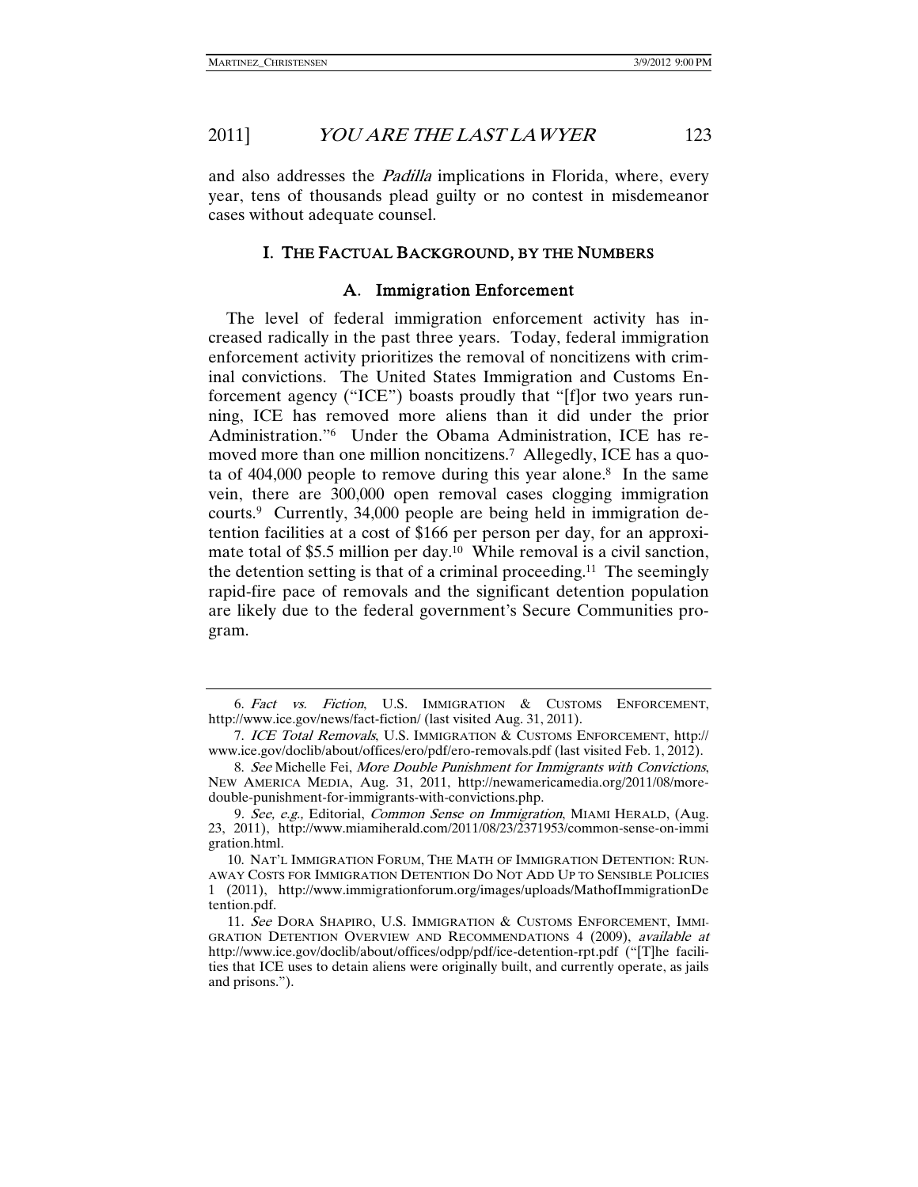and also addresses the *Padilla* implications in Florida, where, every year, tens of thousands plead guilty or no contest in misdemeanor cases without adequate counsel.

## I. THE FACTUAL BACKGROUND, BY THE NUMBERS

### A. Immigration Enforcement

The level of federal immigration enforcement activity has increased radically in the past three years. Today, federal immigration enforcement activity prioritizes the removal of noncitizens with criminal convictions. The United States Immigration and Customs Enforcement agency ("ICE") boasts proudly that "[f]or two years running, ICE has removed more aliens than it did under the prior Administration."[6] Under the Obama Administration, ICE has removed more than one million noncitizens.[7] Allegedly, ICE has a quota of 404,000 people to remove during this year alone.[8] In the same vein, there are 300,000 open removal cases clogging immigration courts.[9] Currently, 34,000 people are being held in immigration detention facilities at a cost of $166 per person per day, for an approximate total of $5.5 million per day.[10] While removal is a civil sanction, the detention setting is that of a criminal proceeding.[11] The seemingly rapid-fire pace of removals and the significant detention population are likely due to the federal government's Secure Communities program.

---

6. *Fact vs. Fiction*, U.S. IMMIGRATION & CUSTOMS ENFORCEMENT, http://www.ice.gov/news/fact-fiction/ (last visited Aug. 31, 2011).

7. *ICE Total Removals*, U.S. IMMIGRATION & CUSTOMS ENFORCEMENT, http://www.ice.gov/doclib/about/offices/ero/pdf/ero-removals.pdf (last visited Feb. 1, 2012).

8. *See* Michelle Fei, *More Double Punishment for Immigrants with Convictions*, NEW AMERICA MEDIA, Aug. 31, 2011, http://newamericamedia.org/2011/08/more-double-punishment-for-immigrants-with-convictions.php.

9. *See, e.g.*, Editorial, *Common Sense on Immigration*, MIAMI HERALD, (Aug. 23, 2011), http://www.miamiherald.com/2011/08/23/2371953/common-sense-on-immigration.html.

10. NAT'L IMMIGRATION FORUM, THE MATH OF IMMIGRATION DETENTION: RUNAWAY COSTS FOR IMMIGRATION DETENTION DO NOT ADD UP TO SENSIBLE POLICIES 1 (2011), http://www.immigrationforum.org/images/uploads/MathofImmigrationDetention.pdf.

11. *See* DORA SHAPIRO, U.S. IMMIGRATION & CUSTOMS ENFORCEMENT, IMMIGRATION DETENTION OVERVIEW AND RECOMMENDATIONS 4 (2009), *available at* http://www.ice.gov/doclib/about/offices/odpp/pdf/ice-detention-rpt.pdf ("[T]he facilities that ICE uses to detain aliens were originally built, and currently operate, as jails and prisons.").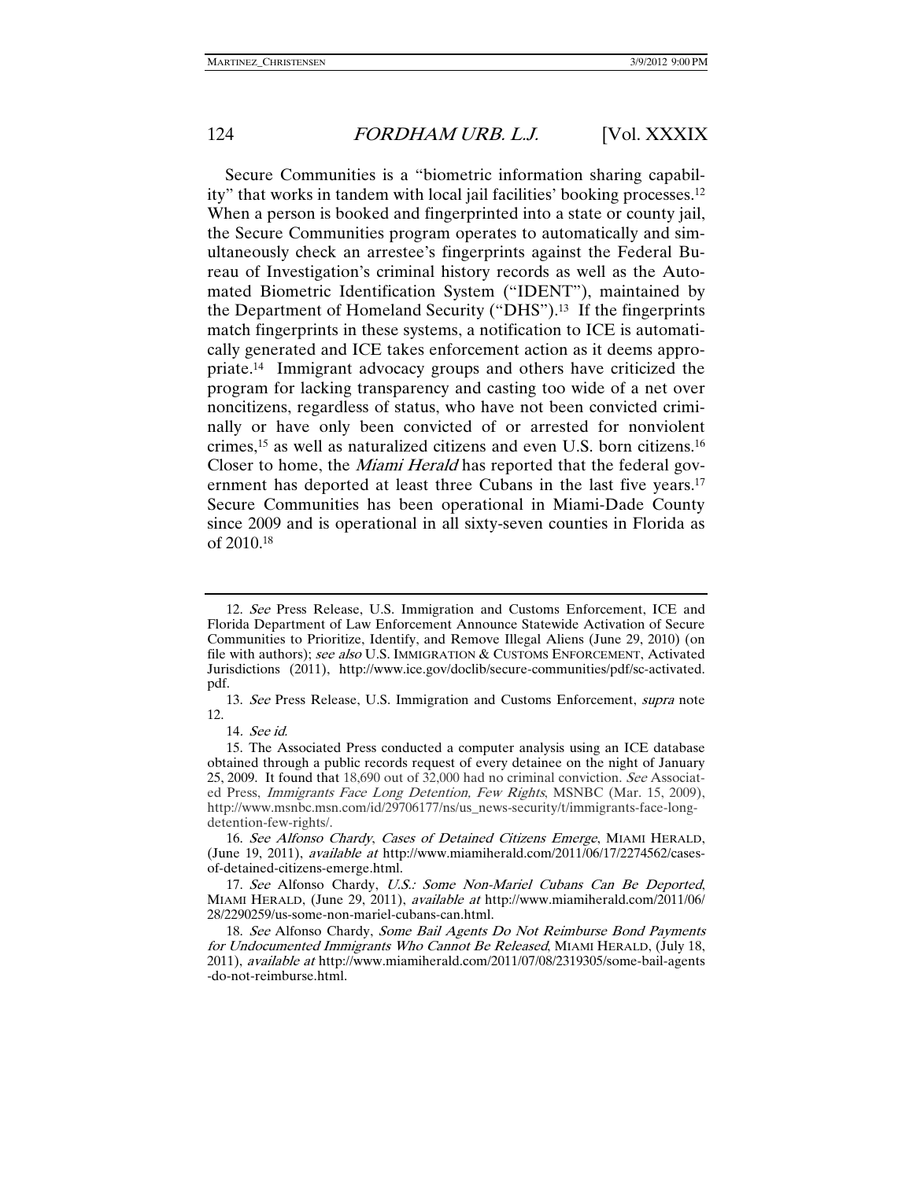Secure Communities is a "biometric information sharing capability" that works in tandem with local jail facilities' booking processes.[12] When a person is booked and fingerprinted into a state or county jail, the Secure Communities program operates to automatically and simultaneously check an arrestee's fingerprints against the Federal Bureau of Investigation's criminal history records as well as the Automated Biometric Identification System ("IDENT"), maintained by the Department of Homeland Security ("DHS").[13] If the fingerprints match fingerprints in these systems, a notification to ICE is automatically generated and ICE takes enforcement action as it deems appropriate.[14] Immigrant advocacy groups and others have criticized the program for lacking transparency and casting too wide of a net over noncitizens, regardless of status, who have not been convicted criminally or have only been convicted of or arrested for nonviolent crimes,[15] as well as naturalized citizens and even U.S. born citizens.[16] Closer to home, the *Miami Herald* has reported that the federal government has deported at least three Cubans in the last five years.[17] Secure Communities has been operational in Miami-Dade County since 2009 and is operational in all sixty-seven counties in Florida as of 2010.[18]

---

12. *See* Press Release, U.S. Immigration and Customs Enforcement, ICE and Florida Department of Law Enforcement Announce Statewide Activation of Secure Communities to Prioritize, Identify, and Remove Illegal Aliens (June 29, 2010) (on file with authors); *see also* U.S. IMMIGRATION & CUSTOMS ENFORCEMENT, Activated Jurisdictions (2011), http://www.ice.gov/doclib/secure-communities/pdf/sc-activated.pdf.

13. *See* Press Release, U.S. Immigration and Customs Enforcement, *supra* note 12.

14. *See id.*

15. The Associated Press conducted a computer analysis using an ICE database obtained through a public records request of every detainee on the night of January 25, 2009. It found that 18,690 out of 32,000 had no criminal conviction. *See* Associated Press, *Immigrants Face Long Detention, Few Rights*, MSNBC (Mar. 15, 2009), http://www.msnbc.msn.com/id/29706177/ns/us_news-security/t/immigrants-face-long-detention-few-rights/.

16. *See Alfonso Chardy*, *Cases of Detained Citizens Emerge*, MIAMI HERALD, (June 19, 2011), *available at* http://www.miamiherald.com/2011/06/17/2274562/cases-of-detained-citizens-emerge.html.

17. *See* Alfonso Chardy, *U.S.: Some Non-Mariel Cubans Can Be Deported*, MIAMI HERALD, (June 29, 2011), *available at* http://www.miamiherald.com/2011/06/28/2290259/us-some-non-mariel-cubans-can.html.

18. *See* Alfonso Chardy, *Some Bail Agents Do Not Reimburse Bond Payments for Undocumented Immigrants Who Cannot Be Released*, MIAMI HERALD, (July 18, 2011), *available at* http://www.miamiherald.com/2011/07/08/2319305/some-bail-agents-do-not-reimburse.html.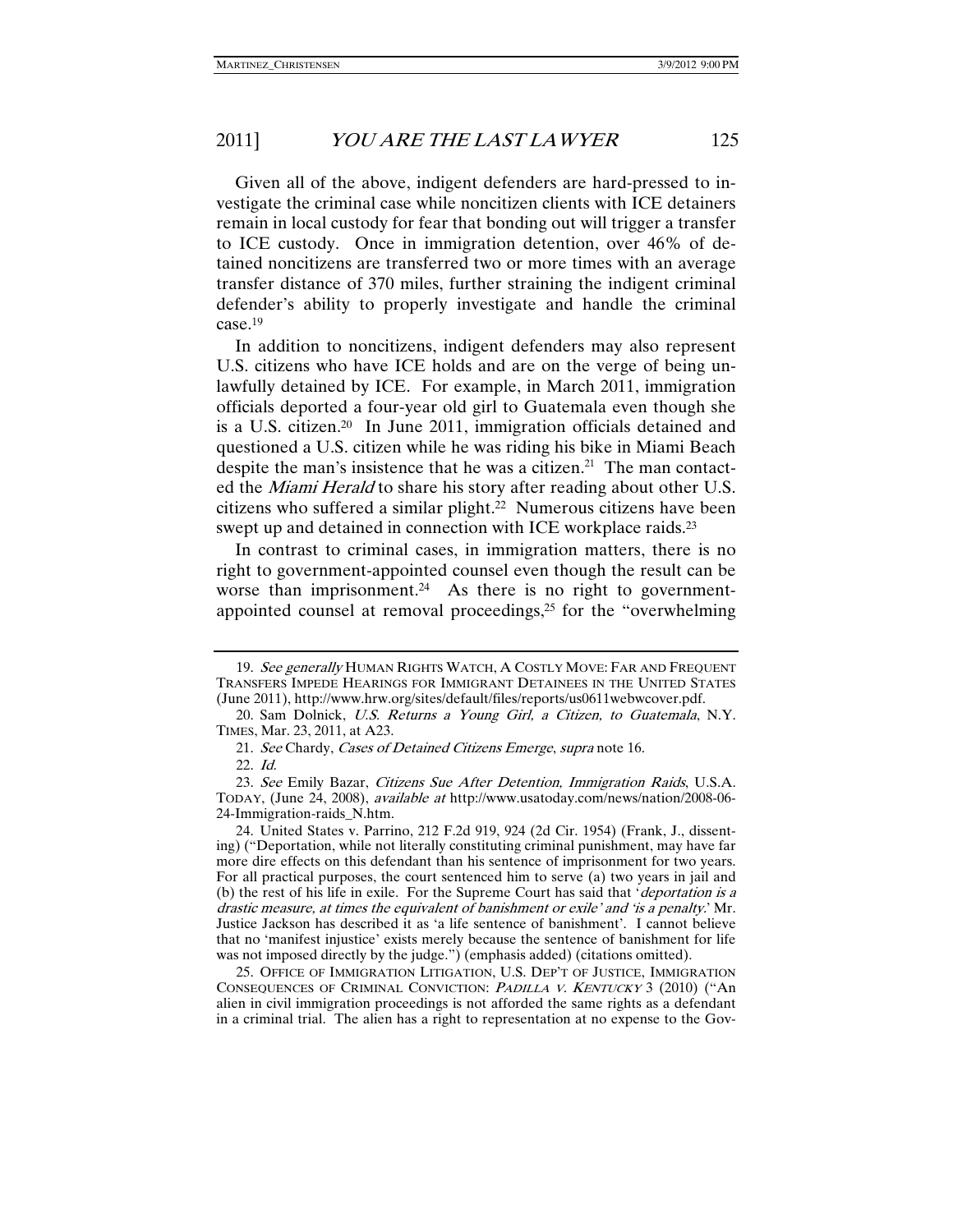Given all of the above, indigent defenders are hard-pressed to investigate the criminal case while noncitizen clients with ICE detainers remain in local custody for fear that bonding out will trigger a transfer to ICE custody. Once in immigration detention, over 46% of detained noncitizens are transferred two or more times with an average transfer distance of 370 miles, further straining the indigent criminal defender's ability to properly investigate and handle the criminal case.[19]

In addition to noncitizens, indigent defenders may also represent U.S. citizens who have ICE holds and are on the verge of being unlawfully detained by ICE. For example, in March 2011, immigration officials deported a four-year old girl to Guatemala even though she is a U.S. citizen.[20] In June 2011, immigration officials detained and questioned a U.S. citizen while he was riding his bike in Miami Beach despite the man's insistence that he was a citizen.[21] The man contacted the *Miami Herald* to share his story after reading about other U.S. citizens who suffered a similar plight.[22] Numerous citizens have been swept up and detained in connection with ICE workplace raids.[23]

In contrast to criminal cases, in immigration matters, there is no right to government-appointed counsel even though the result can be worse than imprisonment.[24] As there is no right to government-appointed counsel at removal proceedings,[25] for the "overwhelming

---

19. *See generally* HUMAN RIGHTS WATCH, A COSTLY MOVE: FAR AND FREQUENT TRANSFERS IMPEDE HEARINGS FOR IMMIGRANT DETAINEES IN THE UNITED STATES (June 2011), http://www.hrw.org/sites/default/files/reports/us0611webwcover.pdf.

20. Sam Dolnick, *U.S. Returns a Young Girl, a Citizen, to Guatemala*, N.Y. TIMES, Mar. 23, 2011, at A23.

21. *See* Chardy, *Cases of Detained Citizens Emerge*, *supra* note 16.

22. *Id.*

23. *See* Emily Bazar, *Citizens Sue After Detention, Immigration Raids*, U.S.A. TODAY, (June 24, 2008), *available at* http://www.usatoday.com/news/nation/2008-06-24-Immigration-raids_N.htm.

24. United States v. Parrino, 212 F.2d 919, 924 (2d Cir. 1954) (Frank, J., dissenting) ("Deportation, while not literally constituting criminal punishment, may have far more dire effects on this defendant than his sentence of imprisonment for two years. For all practical purposes, the court sentenced him to serve (a) two years in jail and (b) the rest of his life in exile. For the Supreme Court has said that '*deportation is a drastic measure, at times the equivalent of banishment or exile' and 'is a penalty.*' Mr. Justice Jackson has described it as 'a life sentence of banishment'. I cannot believe that no 'manifest injustice' exists merely because the sentence of banishment for life was not imposed directly by the judge.") (emphasis added) (citations omitted).

25. OFFICE OF IMMIGRATION LITIGATION, U.S. DEP'T OF JUSTICE, IMMIGRATION CONSEQUENCES OF CRIMINAL CONVICTION: *PADILLA V. KENTUCKY* 3 (2010) ("An alien in civil immigration proceedings is not afforded the same rights as a defendant in a criminal trial. The alien has a right to representation at no expense to the Gov-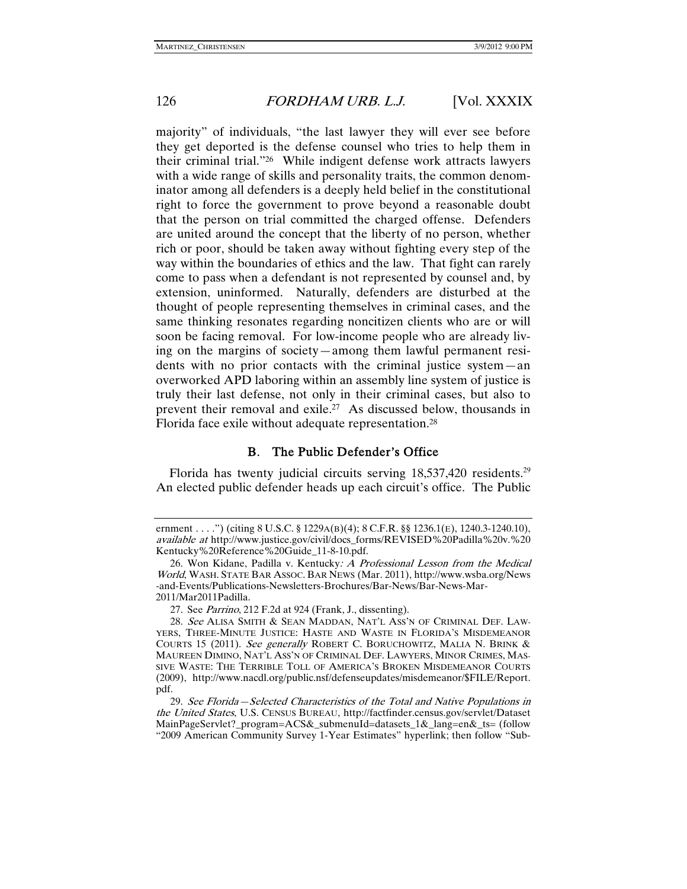majority" of individuals, "the last lawyer they will ever see before they get deported is the defense counsel who tries to help them in their criminal trial."[26] While indigent defense work attracts lawyers with a wide range of skills and personality traits, the common denominator among all defenders is a deeply held belief in the constitutional right to force the government to prove beyond a reasonable doubt that the person on trial committed the charged offense. Defenders are united around the concept that the liberty of no person, whether rich or poor, should be taken away without fighting every step of the way within the boundaries of ethics and the law. That fight can rarely come to pass when a defendant is not represented by counsel and, by extension, uninformed. Naturally, defenders are disturbed at the thought of people representing themselves in criminal cases, and the same thinking resonates regarding noncitizen clients who are or will soon be facing removal. For low-income people who are already living on the margins of society—among them lawful permanent residents with no prior contacts with the criminal justice system—an overworked APD laboring within an assembly line system of justice is truly their last defense, not only in their criminal cases, but also to prevent their removal and exile.[27] As discussed below, thousands in Florida face exile without adequate representation.[28]

## B. The Public Defender's Office

Florida has twenty judicial circuits serving 18,537,420 residents.[29] An elected public defender heads up each circuit's office. The Public

---

ernment . . . .") (citing 8 U.S.C. § 1229A(B)(4); 8 C.F.R. §§ 1236.1(E), 1240.3-1240.10), *available at* http://www.justice.gov/civil/docs_forms/REVISED%20Padilla%20v.%20Kentucky%20Reference%20Guide_11-8-10.pdf.

26. Won Kidane, Padilla v. Kentucky*: A Professional Lesson from the Medical World*, WASH. STATE BAR ASSOC. BAR NEWS (Mar. 2011), http://www.wsba.org/News-and-Events/Publications-Newsletters-Brochures/Bar-News/Bar-News-Mar-2011/Mar2011Padilla.

27. See *Parrino*, 212 F.2d at 924 (Frank, J., dissenting).

28. *See* ALISA SMITH & SEAN MADDAN, NAT'L ASS'N OF CRIMINAL DEF. LAWYERS, THREE-MINUTE JUSTICE: HASTE AND WASTE IN FLORIDA'S MISDEMEANOR COURTS 15 (2011). *See generally* ROBERT C. BORUCHOWITZ, MALIA N. BRINK & MAUREEN DIMINO, NAT'L ASS'N OF CRIMINAL DEF. LAWYERS, MINOR CRIMES, MASSIVE WASTE: THE TERRIBLE TOLL OF AMERICA'S BROKEN MISDEMEANOR COURTS (2009), http://www.nacdl.org/public.nsf/defenseupdates/misdemeanor/$FILE/Report.pdf.

29. *See Florida—Selected Characteristics of the Total and Native Populations in the United States*, U.S. CENSUS BUREAU, http://factfinder.census.gov/servlet/DatasetMainPageServlet?_program=ACS&_submenuId=datasets_1&_lang=en&_ts= (follow "2009 American Community Survey 1-Year Estimates" hyperlink; then follow "Sub-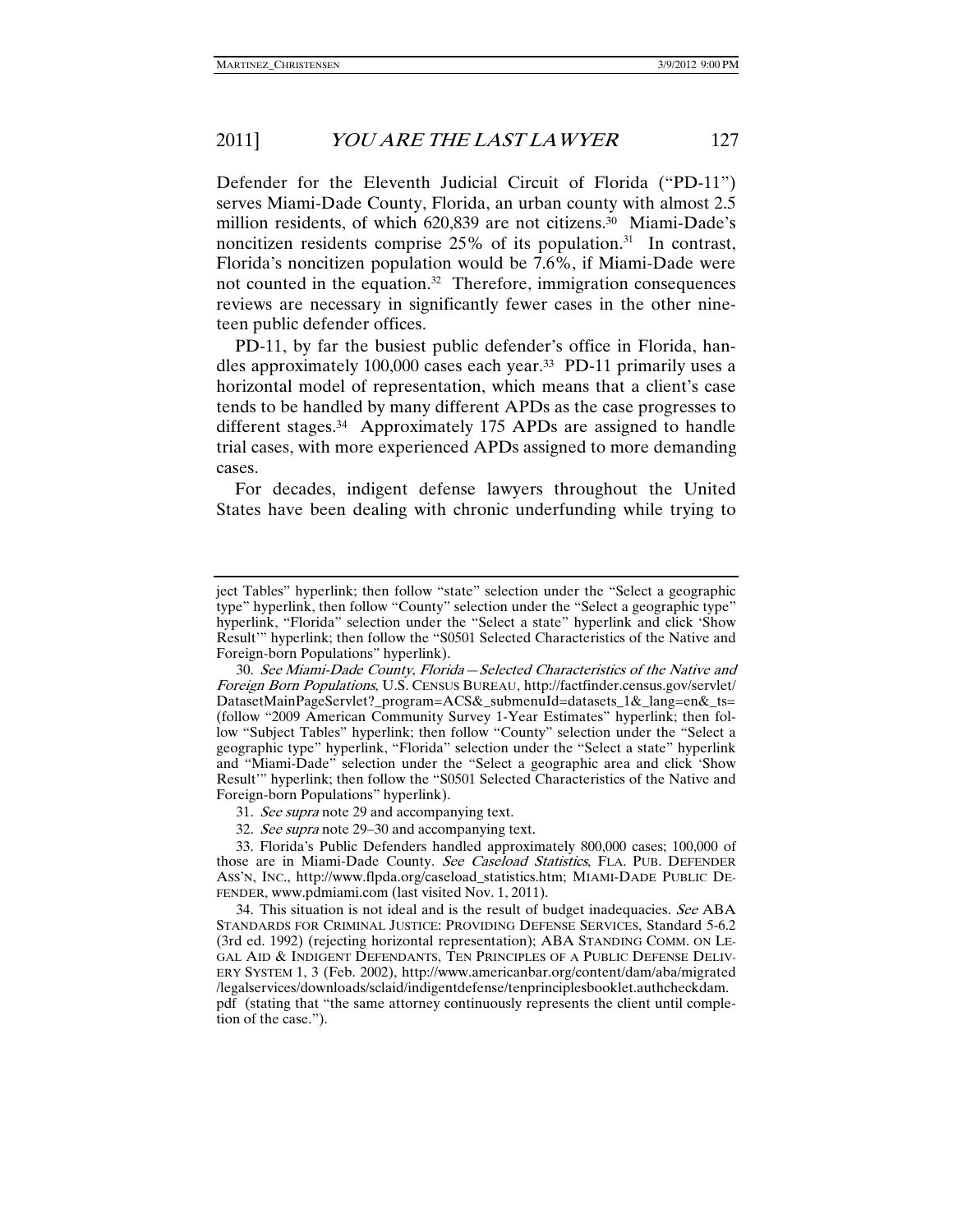Defender for the Eleventh Judicial Circuit of Florida ("PD-11") serves Miami-Dade County, Florida, an urban county with almost 2.5 million residents, of which 620,839 are not citizens.[30] Miami-Dade's noncitizen residents comprise 25% of its population.[31] In contrast, Florida's noncitizen population would be 7.6%, if Miami-Dade were not counted in the equation.[32] Therefore, immigration consequences reviews are necessary in significantly fewer cases in the other nineteen public defender offices.

PD-11, by far the busiest public defender's office in Florida, handles approximately 100,000 cases each year.[33] PD-11 primarily uses a horizontal model of representation, which means that a client's case tends to be handled by many different APDs as the case progresses to different stages.[34] Approximately 175 APDs are assigned to handle trial cases, with more experienced APDs assigned to more demanding cases.

For decades, indigent defense lawyers throughout the United States have been dealing with chronic underfunding while trying to

---

ject Tables" hyperlink; then follow "state" selection under the "Select a geographic type" hyperlink, then follow "County" selection under the "Select a geographic type" hyperlink, "Florida" selection under the "Select a state" hyperlink and click 'Show Result'" hyperlink; then follow the "S0501 Selected Characteristics of the Native and Foreign-born Populations" hyperlink).

30. *See Miami-Dade County, Florida—Selected Characteristics of the Native and Foreign Born Populations*, U.S. CENSUS BUREAU, http://factfinder.census.gov/servlet/DatasetMainPageServlet?_program=ACS&_submenuId=datasets_1&_lang=en&_ts= (follow "2009 American Community Survey 1-Year Estimates" hyperlink; then follow "Subject Tables" hyperlink; then follow "County" selection under the "Select a geographic type" hyperlink, "Florida" selection under the "Select a state" hyperlink and "Miami-Dade" selection under the "Select a geographic area and click 'Show Result'" hyperlink; then follow the "S0501 Selected Characteristics of the Native and Foreign-born Populations" hyperlink).

31. *See supra* note 29 and accompanying text.

32. *See supra* note 29–30 and accompanying text.

33. Florida's Public Defenders handled approximately 800,000 cases; 100,000 of those are in Miami-Dade County. *See Caseload Statistics*, FLA. PUB. DEFENDER ASS'N, INC., http://www.flpda.org/caseload_statistics.htm; MIAMI-DADE PUBLIC DEFENDER, www.pdmiami.com (last visited Nov. 1, 2011).

34. This situation is not ideal and is the result of budget inadequacies. *See* ABA STANDARDS FOR CRIMINAL JUSTICE: PROVIDING DEFENSE SERVICES, Standard 5-6.2 (3rd ed. 1992) (rejecting horizontal representation); ABA STANDING COMM. ON LEGAL AID & INDIGENT DEFENDANTS, TEN PRINCIPLES OF A PUBLIC DEFENSE DELIVERY SYSTEM 1, 3 (Feb. 2002), http://www.americanbar.org/content/dam/aba/migrated/legalservices/downloads/sclaid/indigentdefense/tenprinciplesbooklet.authcheckdam.pdf (stating that "the same attorney continuously represents the client until completion of the case.").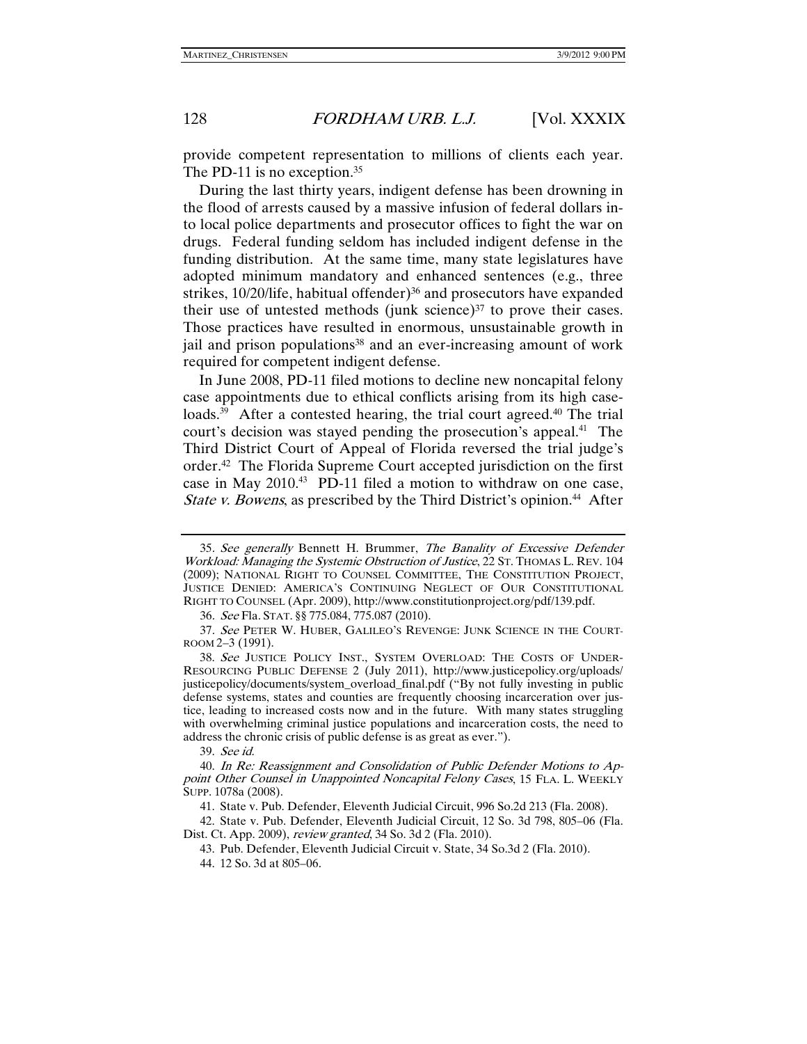provide competent representation to millions of clients each year. The PD-11 is no exception.[35]

During the last thirty years, indigent defense has been drowning in the flood of arrests caused by a massive infusion of federal dollars into local police departments and prosecutor offices to fight the war on drugs. Federal funding seldom has included indigent defense in the funding distribution. At the same time, many state legislatures have adopted minimum mandatory and enhanced sentences (e.g., three strikes, 10/20/life, habitual offender)[36] and prosecutors have expanded their use of untested methods (junk science)[37] to prove their cases. Those practices have resulted in enormous, unsustainable growth in jail and prison populations[38] and an ever-increasing amount of work required for competent indigent defense.

In June 2008, PD-11 filed motions to decline new noncapital felony case appointments due to ethical conflicts arising from its high caseloads.[39] After a contested hearing, the trial court agreed.[40] The trial court's decision was stayed pending the prosecution's appeal.[41] The Third District Court of Appeal of Florida reversed the trial judge's order.[42] The Florida Supreme Court accepted jurisdiction on the first case in May 2010.[43] PD-11 filed a motion to withdraw on one case, *State v. Bowens*, as prescribed by the Third District's opinion.[44] After

---

35. *See generally* Bennett H. Brummer, *The Banality of Excessive Defender Workload: Managing the Systemic Obstruction of Justice*, 22 ST. THOMAS L. REV. 104 (2009); NATIONAL RIGHT TO COUNSEL COMMITTEE, THE CONSTITUTION PROJECT, JUSTICE DENIED: AMERICA'S CONTINUING NEGLECT OF OUR CONSTITUTIONAL RIGHT TO COUNSEL (Apr. 2009), http://www.constitutionproject.org/pdf/139.pdf.

36. *See* Fla. STAT. §§ 775.084, 775.087 (2010).

37. *See* PETER W. HUBER, GALILEO'S REVENGE: JUNK SCIENCE IN THE COURTROOM 2–3 (1991).

38. *See* JUSTICE POLICY INST., SYSTEM OVERLOAD: THE COSTS OF UNDER-RESOURCING PUBLIC DEFENSE 2 (July 2011), http://www.justicepolicy.org/uploads/justicepolicy/documents/system_overload_final.pdf ("By not fully investing in public defense systems, states and counties are frequently choosing incarceration over justice, leading to increased costs now and in the future. With many states struggling with overwhelming criminal justice populations and incarceration costs, the need to address the chronic crisis of public defense is as great as ever.").

39. *See id.*

40. *In Re: Reassignment and Consolidation of Public Defender Motions to Appoint Other Counsel in Unappointed Noncapital Felony Cases*, 15 FLA. L. WEEKLY SUPP. 1078a (2008).

41. State v. Pub. Defender, Eleventh Judicial Circuit, 996 So.2d 213 (Fla. 2008).

42. State v. Pub. Defender, Eleventh Judicial Circuit, 12 So. 3d 798, 805–06 (Fla. Dist. Ct. App. 2009), *review granted*, 34 So. 3d 2 (Fla. 2010).

43. Pub. Defender, Eleventh Judicial Circuit v. State, 34 So.3d 2 (Fla. 2010).

44. 12 So. 3d at 805–06.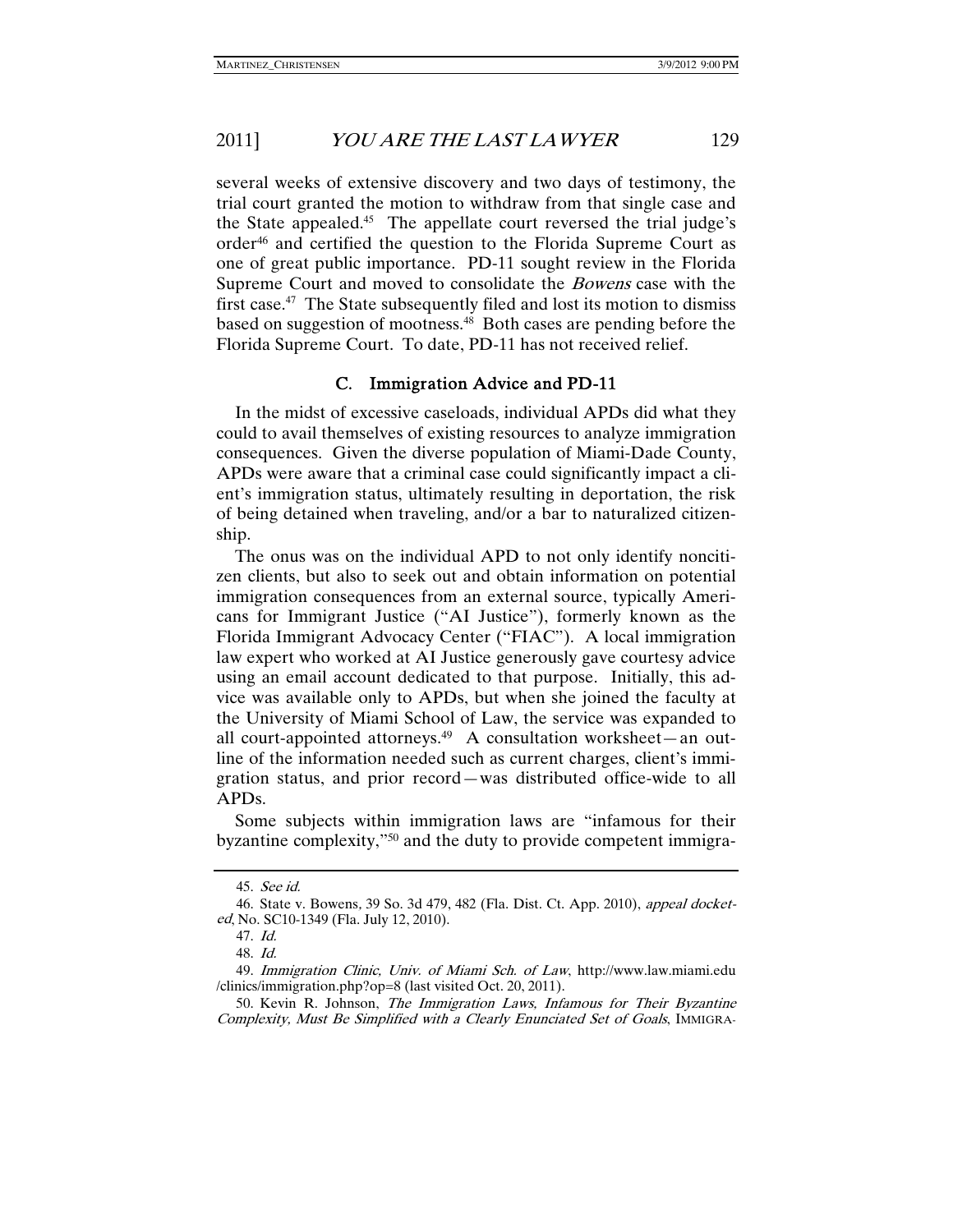several weeks of extensive discovery and two days of testimony, the trial court granted the motion to withdraw from that single case and the State appealed.[45] The appellate court reversed the trial judge's order[46] and certified the question to the Florida Supreme Court as one of great public importance. PD-11 sought review in the Florida Supreme Court and moved to consolidate the *Bowens* case with the first case.[47] The State subsequently filed and lost its motion to dismiss based on suggestion of mootness.[48] Both cases are pending before the Florida Supreme Court. To date, PD-11 has not received relief.

### C. Immigration Advice and PD-11

In the midst of excessive caseloads, individual APDs did what they could to avail themselves of existing resources to analyze immigration consequences. Given the diverse population of Miami-Dade County, APDs were aware that a criminal case could significantly impact a client's immigration status, ultimately resulting in deportation, the risk of being detained when traveling, and/or a bar to naturalized citizenship.

The onus was on the individual APD to not only identify noncitizen clients, but also to seek out and obtain information on potential immigration consequences from an external source, typically Americans for Immigrant Justice ("AI Justice"), formerly known as the Florida Immigrant Advocacy Center ("FIAC"). A local immigration law expert who worked at AI Justice generously gave courtesy advice using an email account dedicated to that purpose. Initially, this advice was available only to APDs, but when she joined the faculty at the University of Miami School of Law, the service was expanded to all court-appointed attorneys.[49] A consultation worksheet—an outline of the information needed such as current charges, client's immigration status, and prior record—was distributed office-wide to all APDs.

Some subjects within immigration laws are "infamous for their byzantine complexity,"[50] and the duty to provide competent immigra-

---

45. *See id.*

46. State v. Bowens, 39 So. 3d 479, 482 (Fla. Dist. Ct. App. 2010), *appeal docketed*, No. SC10-1349 (Fla. July 12, 2010).

47. *Id.*

48. *Id.*

49. *Immigration Clinic, Univ. of Miami Sch. of Law*, http://www.law.miami.edu/clinics/immigration.php?op=8 (last visited Oct. 20, 2011).

50. Kevin R. Johnson, *The Immigration Laws, Infamous for Their Byzantine Complexity, Must Be Simplified with a Clearly Enunciated Set of Goals*, IMMIGRA-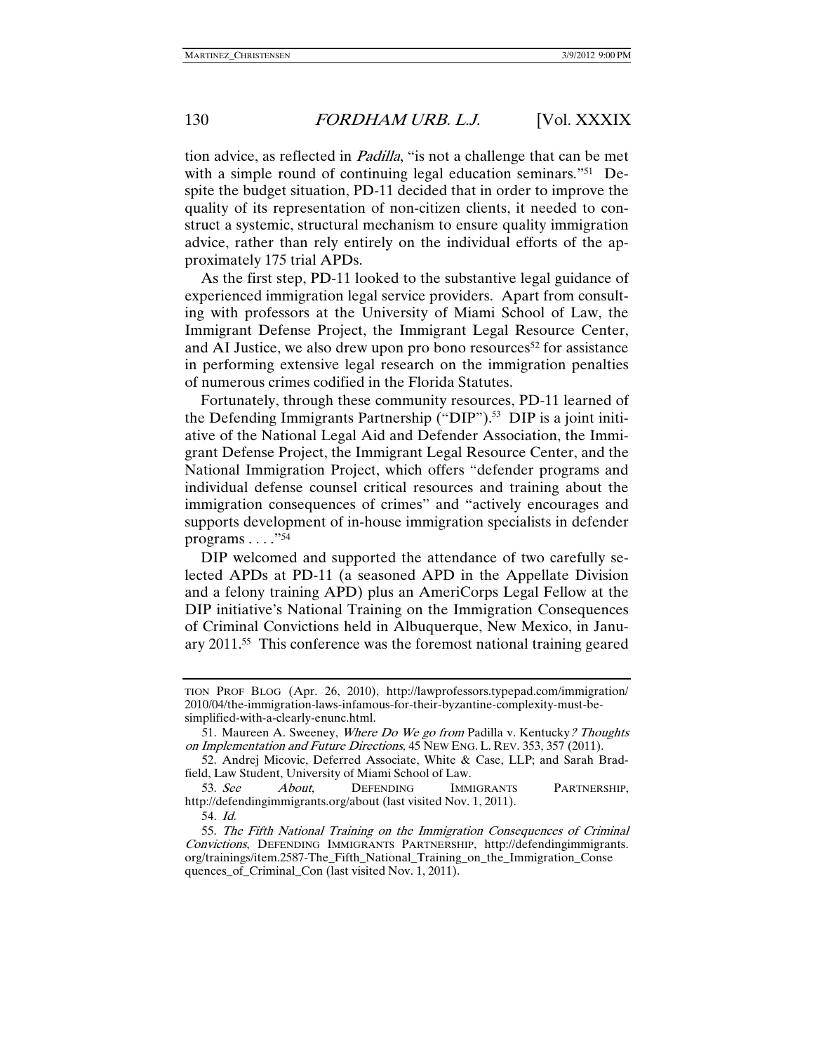tion advice, as reflected in *Padilla*, "is not a challenge that can be met with a simple round of continuing legal education seminars."[51] Despite the budget situation, PD-11 decided that in order to improve the quality of its representation of non-citizen clients, it needed to construct a systemic, structural mechanism to ensure quality immigration advice, rather than rely entirely on the individual efforts of the approximately 175 trial APDs.

As the first step, PD-11 looked to the substantive legal guidance of experienced immigration legal service providers. Apart from consulting with professors at the University of Miami School of Law, the Immigrant Defense Project, the Immigrant Legal Resource Center, and AI Justice, we also drew upon pro bono resources[52] for assistance in performing extensive legal research on the immigration penalties of numerous crimes codified in the Florida Statutes.

Fortunately, through these community resources, PD-11 learned of the Defending Immigrants Partnership ("DIP").[53] DIP is a joint initiative of the National Legal Aid and Defender Association, the Immigrant Defense Project, the Immigrant Legal Resource Center, and the National Immigration Project, which offers "defender programs and individual defense counsel critical resources and training about the immigration consequences of crimes" and "actively encourages and supports development of in-house immigration specialists in defender programs . . . ."[54]

DIP welcomed and supported the attendance of two carefully selected APDs at PD-11 (a seasoned APD in the Appellate Division and a felony training APD) plus an AmeriCorps Legal Fellow at the DIP initiative's National Training on the Immigration Consequences of Criminal Convictions held in Albuquerque, New Mexico, in January 2011.[55] This conference was the foremost national training geared

---

TION PROF BLOG (Apr. 26, 2010), http://lawprofessors.typepad.com/immigration/2010/04/the-immigration-laws-infamous-for-their-byzantine-complexity-must-be-simplified-with-a-clearly-enunc.html.

51. Maureen A. Sweeney, *Where Do We go from* Padilla v. Kentucky*? Thoughts on Implementation and Future Directions,* 45 NEW ENG. L. REV. 353, 357 (2011).

52. Andrej Micovic, Deferred Associate, White & Case, LLP; and Sarah Bradfield, Law Student, University of Miami School of Law.

53. *See* *About*, DEFENDING IMMIGRANTS PARTNERSHIP, http://defendingimmigrants.org/about (last visited Nov. 1, 2011).

54. *Id.*

55. *The Fifth National Training on the Immigration Consequences of Criminal Convictions*, DEFENDING IMMIGRANTS PARTNERSHIP, http://defendingimmigrants.org/trainings/item.2587-The_Fifth_National_Training_on_the_Immigration_Consequences_of_Criminal_Con (last visited Nov. 1, 2011).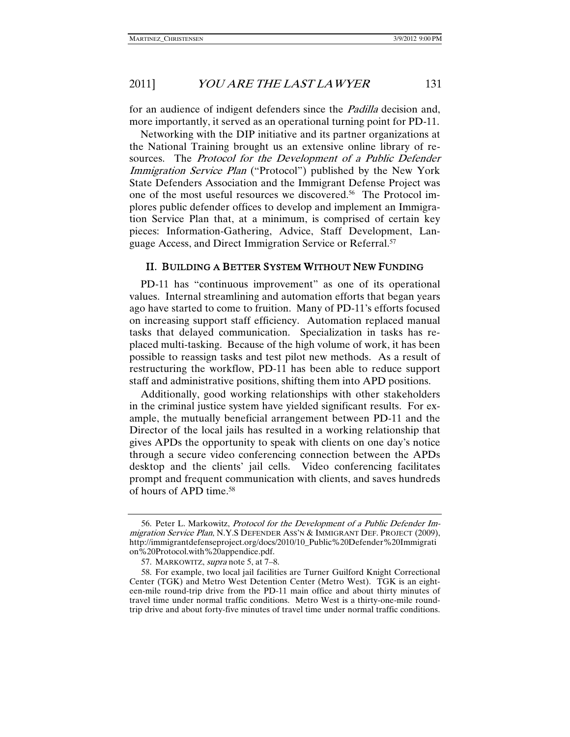for an audience of indigent defenders since the *Padilla* decision and, more importantly, it served as an operational turning point for PD-11.

Networking with the DIP initiative and its partner organizations at the National Training brought us an extensive online library of resources. The *Protocol for the Development of a Public Defender Immigration Service Plan* ("Protocol") published by the New York State Defenders Association and the Immigrant Defense Project was one of the most useful resources we discovered.[56] The Protocol implores public defender offices to develop and implement an Immigration Service Plan that, at a minimum, is comprised of certain key pieces: Information-Gathering, Advice, Staff Development, Language Access, and Direct Immigration Service or Referral.[57]

## II. BUILDING A BETTER SYSTEM WITHOUT NEW FUNDING

PD-11 has "continuous improvement" as one of its operational values. Internal streamlining and automation efforts that began years ago have started to come to fruition. Many of PD-11's efforts focused on increasing support staff efficiency. Automation replaced manual tasks that delayed communication. Specialization in tasks has replaced multi-tasking. Because of the high volume of work, it has been possible to reassign tasks and test pilot new methods. As a result of restructuring the workflow, PD-11 has been able to reduce support staff and administrative positions, shifting them into APD positions.

Additionally, good working relationships with other stakeholders in the criminal justice system have yielded significant results. For example, the mutually beneficial arrangement between PD-11 and the Director of the local jails has resulted in a working relationship that gives APDs the opportunity to speak with clients on one day's notice through a secure video conferencing connection between the APDs desktop and the clients' jail cells. Video conferencing facilitates prompt and frequent communication with clients, and saves hundreds of hours of APD time.[58]

---

56. Peter L. Markowitz, *Protocol for the Development of a Public Defender Immigration Service Plan*, N.Y.S DEFENDER ASS'N & IMMIGRANT DEF. PROJECT (2009), http://immigrantdefenseproject.org/docs/2010/10_Public%20Defender%20Immigration%20Protocol.with%20appendice.pdf.

57. MARKOWITZ, *supra* note 5, at 7–8.

58. For example, two local jail facilities are Turner Guilford Knight Correctional Center (TGK) and Metro West Detention Center (Metro West). TGK is an eighteen-mile round-trip drive from the PD-11 main office and about thirty minutes of travel time under normal traffic conditions. Metro West is a thirty-one-mile round-trip drive and about forty-five minutes of travel time under normal traffic conditions.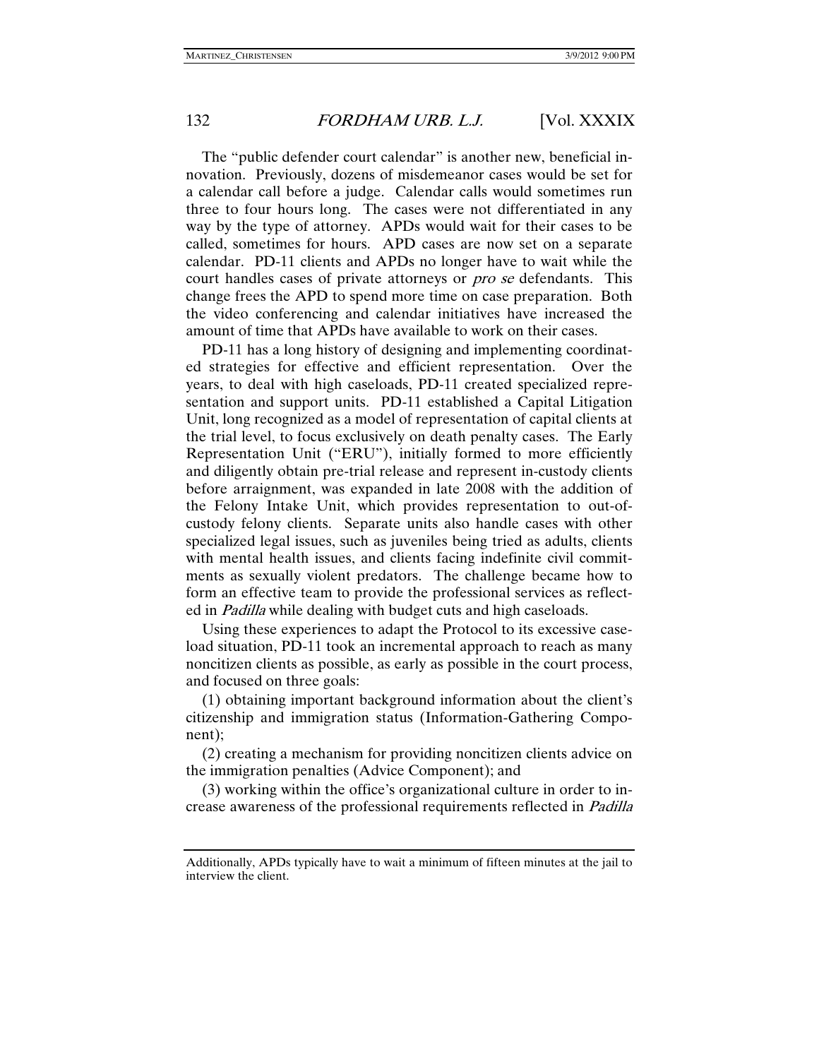The "public defender court calendar" is another new, beneficial innovation. Previously, dozens of misdemeanor cases would be set for a calendar call before a judge. Calendar calls would sometimes run three to four hours long. The cases were not differentiated in any way by the type of attorney. APDs would wait for their cases to be called, sometimes for hours. APD cases are now set on a separate calendar. PD-11 clients and APDs no longer have to wait while the court handles cases of private attorneys or *pro se* defendants. This change frees the APD to spend more time on case preparation. Both the video conferencing and calendar initiatives have increased the amount of time that APDs have available to work on their cases.

PD-11 has a long history of designing and implementing coordinated strategies for effective and efficient representation. Over the years, to deal with high caseloads, PD-11 created specialized representation and support units. PD-11 established a Capital Litigation Unit, long recognized as a model of representation of capital clients at the trial level, to focus exclusively on death penalty cases. The Early Representation Unit ("ERU"), initially formed to more efficiently and diligently obtain pre-trial release and represent in-custody clients before arraignment, was expanded in late 2008 with the addition of the Felony Intake Unit, which provides representation to out-of-custody felony clients. Separate units also handle cases with other specialized legal issues, such as juveniles being tried as adults, clients with mental health issues, and clients facing indefinite civil commitments as sexually violent predators. The challenge became how to form an effective team to provide the professional services as reflected in *Padilla* while dealing with budget cuts and high caseloads.

Using these experiences to adapt the Protocol to its excessive caseload situation, PD-11 took an incremental approach to reach as many noncitizen clients as possible, as early as possible in the court process, and focused on three goals:

(1) obtaining important background information about the client's citizenship and immigration status (Information-Gathering Component);

(2) creating a mechanism for providing noncitizen clients advice on the immigration penalties (Advice Component); and

(3) working within the office's organizational culture in order to increase awareness of the professional requirements reflected in *Padilla*

---

Additionally, APDs typically have to wait a minimum of fifteen minutes at the jail to interview the client.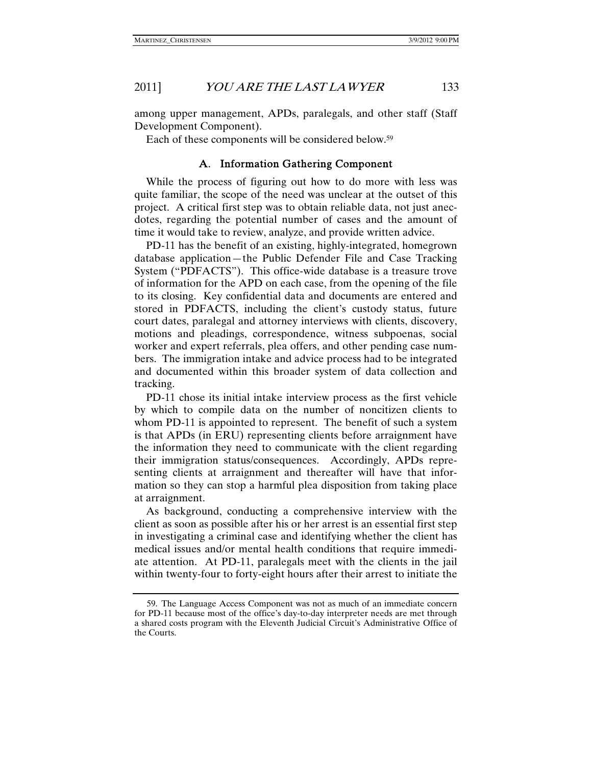among upper management, APDs, paralegals, and other staff (Staff Development Component).

Each of these components will be considered below.[59]

### A. Information Gathering Component

While the process of figuring out how to do more with less was quite familiar, the scope of the need was unclear at the outset of this project. A critical first step was to obtain reliable data, not just anecdotes, regarding the potential number of cases and the amount of time it would take to review, analyze, and provide written advice.

PD-11 has the benefit of an existing, highly-integrated, homegrown database application—the Public Defender File and Case Tracking System ("PDFACTS"). This office-wide database is a treasure trove of information for the APD on each case, from the opening of the file to its closing. Key confidential data and documents are entered and stored in PDFACTS, including the client's custody status, future court dates, paralegal and attorney interviews with clients, discovery, motions and pleadings, correspondence, witness subpoenas, social worker and expert referrals, plea offers, and other pending case numbers. The immigration intake and advice process had to be integrated and documented within this broader system of data collection and tracking.

PD-11 chose its initial intake interview process as the first vehicle by which to compile data on the number of noncitizen clients to whom PD-11 is appointed to represent. The benefit of such a system is that APDs (in ERU) representing clients before arraignment have the information they need to communicate with the client regarding their immigration status/consequences. Accordingly, APDs representing clients at arraignment and thereafter will have that information so they can stop a harmful plea disposition from taking place at arraignment.

As background, conducting a comprehensive interview with the client as soon as possible after his or her arrest is an essential first step in investigating a criminal case and identifying whether the client has medical issues and/or mental health conditions that require immediate attention. At PD-11, paralegals meet with the clients in the jail within twenty-four to forty-eight hours after their arrest to initiate the

59. The Language Access Component was not as much of an immediate concern for PD-11 because most of the office's day-to-day interpreter needs are met through a shared costs program with the Eleventh Judicial Circuit's Administrative Office of the Courts.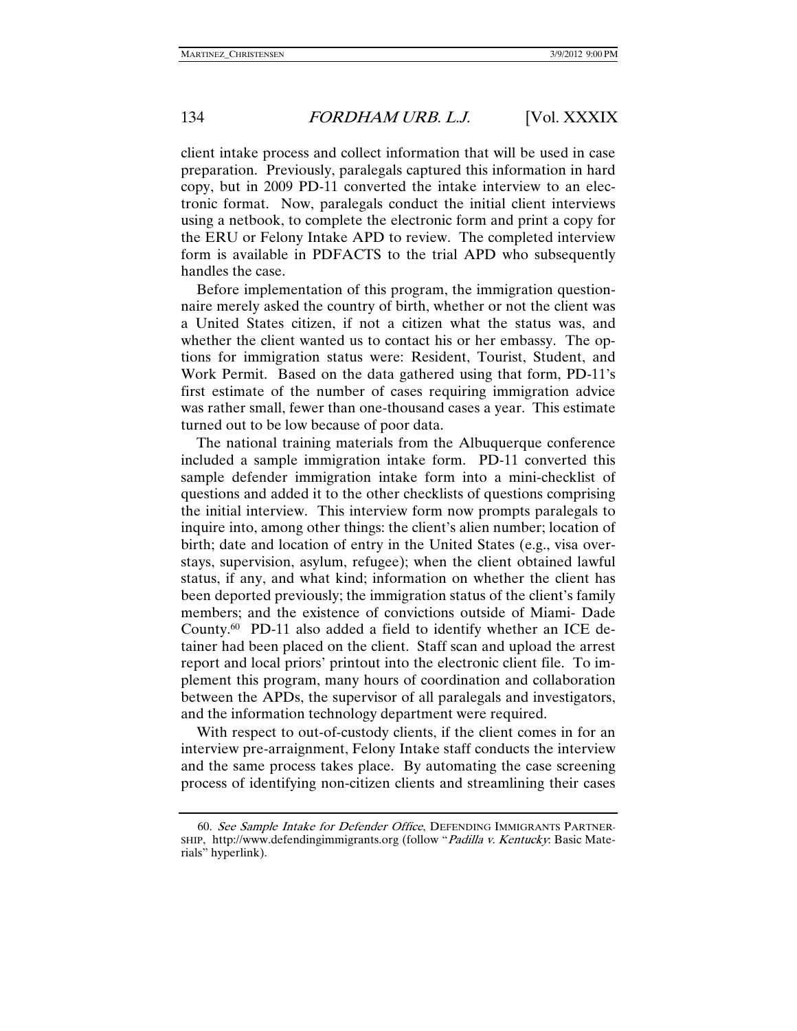client intake process and collect information that will be used in case preparation. Previously, paralegals captured this information in hard copy, but in 2009 PD-11 converted the intake interview to an electronic format. Now, paralegals conduct the initial client interviews using a netbook, to complete the electronic form and print a copy for the ERU or Felony Intake APD to review. The completed interview form is available in PDFACTS to the trial APD who subsequently handles the case.

Before implementation of this program, the immigration questionnaire merely asked the country of birth, whether or not the client was a United States citizen, if not a citizen what the status was, and whether the client wanted us to contact his or her embassy. The options for immigration status were: Resident, Tourist, Student, and Work Permit. Based on the data gathered using that form, PD-11's first estimate of the number of cases requiring immigration advice was rather small, fewer than one-thousand cases a year. This estimate turned out to be low because of poor data.

The national training materials from the Albuquerque conference included a sample immigration intake form. PD-11 converted this sample defender immigration intake form into a mini-checklist of questions and added it to the other checklists of questions comprising the initial interview. This interview form now prompts paralegals to inquire into, among other things: the client's alien number; location of birth; date and location of entry in the United States (e.g., visa overstays, supervision, asylum, refugee); when the client obtained lawful status, if any, and what kind; information on whether the client has been deported previously; the immigration status of the client's family members; and the existence of convictions outside of Miami- Dade County.[60] PD-11 also added a field to identify whether an ICE detainer had been placed on the client. Staff scan and upload the arrest report and local priors' printout into the electronic client file. To implement this program, many hours of coordination and collaboration between the APDs, the supervisor of all paralegals and investigators, and the information technology department were required.

With respect to out-of-custody clients, if the client comes in for an interview pre-arraignment, Felony Intake staff conducts the interview and the same process takes place. By automating the case screening process of identifying non-citizen clients and streamlining their cases

---

60. *See Sample Intake for Defender Office*, DEFENDING IMMIGRANTS PARTNERSHIP, http://www.defendingimmigrants.org (follow "*Padilla v. Kentucky*: Basic Materials" hyperlink).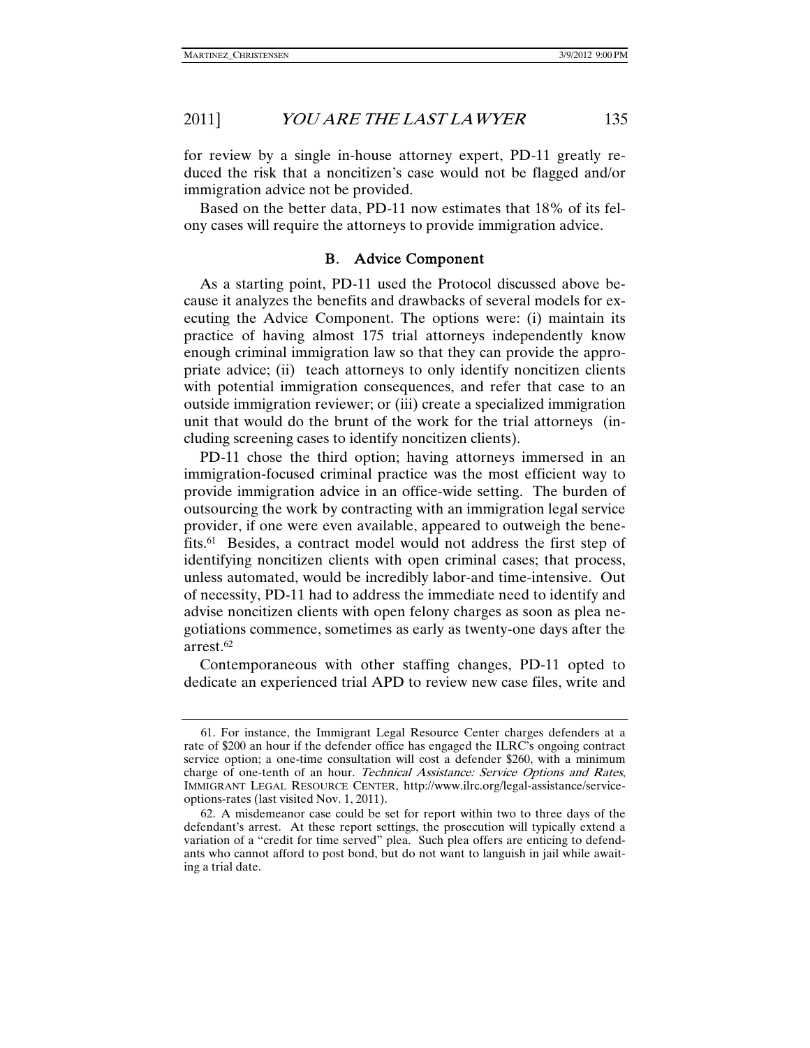for review by a single in-house attorney expert, PD-11 greatly reduced the risk that a noncitizen's case would not be flagged and/or immigration advice not be provided.

Based on the better data, PD-11 now estimates that 18% of its felony cases will require the attorneys to provide immigration advice.

### B. Advice Component

As a starting point, PD-11 used the Protocol discussed above because it analyzes the benefits and drawbacks of several models for executing the Advice Component. The options were: (i) maintain its practice of having almost 175 trial attorneys independently know enough criminal immigration law so that they can provide the appropriate advice; (ii) teach attorneys to only identify noncitizen clients with potential immigration consequences, and refer that case to an outside immigration reviewer; or (iii) create a specialized immigration unit that would do the brunt of the work for the trial attorneys (including screening cases to identify noncitizen clients).

PD-11 chose the third option; having attorneys immersed in an immigration-focused criminal practice was the most efficient way to provide immigration advice in an office-wide setting. The burden of outsourcing the work by contracting with an immigration legal service provider, if one were even available, appeared to outweigh the benefits.[61] Besides, a contract model would not address the first step of identifying noncitizen clients with open criminal cases; that process, unless automated, would be incredibly labor-and time-intensive. Out of necessity, PD-11 had to address the immediate need to identify and advise noncitizen clients with open felony charges as soon as plea negotiations commence, sometimes as early as twenty-one days after the arrest.[62]

Contemporaneous with other staffing changes, PD-11 opted to dedicate an experienced trial APD to review new case files, write and

---

61. For instance, the Immigrant Legal Resource Center charges defenders at a rate of $200 an hour if the defender office has engaged the ILRC's ongoing contract service option; a one-time consultation will cost a defender $260, with a minimum charge of one-tenth of an hour. *Technical Assistance: Service Options and Rates*, IMMIGRANT LEGAL RESOURCE CENTER, http://www.ilrc.org/legal-assistance/service-options-rates (last visited Nov. 1, 2011).

62. A misdemeanor case could be set for report within two to three days of the defendant's arrest. At these report settings, the prosecution will typically extend a variation of a "credit for time served" plea. Such plea offers are enticing to defendants who cannot afford to post bond, but do not want to languish in jail while awaiting a trial date.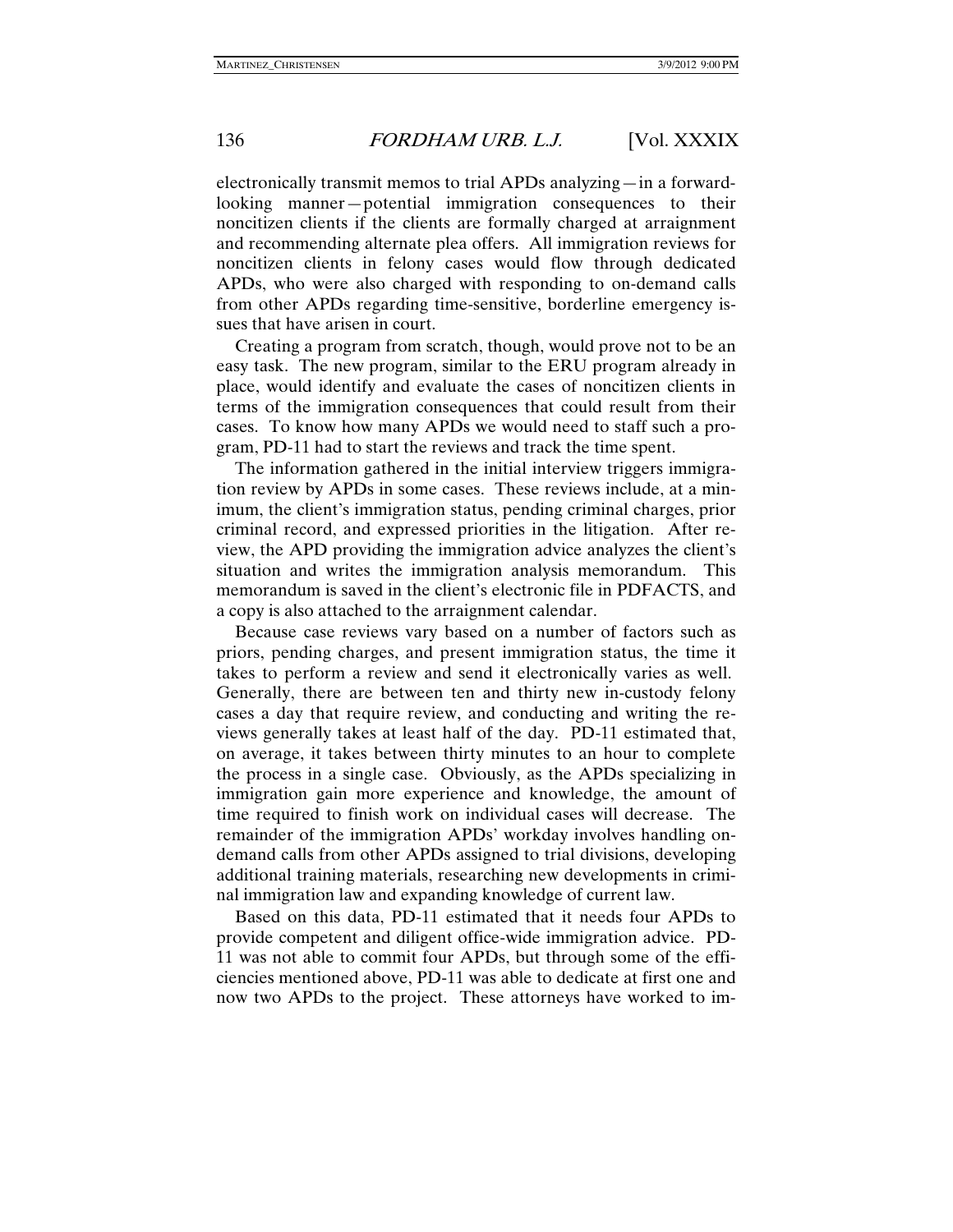electronically transmit memos to trial APDs analyzing—in a forward-looking manner—potential immigration consequences to their noncitizen clients if the clients are formally charged at arraignment and recommending alternate plea offers. All immigration reviews for noncitizen clients in felony cases would flow through dedicated APDs, who were also charged with responding to on-demand calls from other APDs regarding time-sensitive, borderline emergency issues that have arisen in court.

Creating a program from scratch, though, would prove not to be an easy task. The new program, similar to the ERU program already in place, would identify and evaluate the cases of noncitizen clients in terms of the immigration consequences that could result from their cases. To know how many APDs we would need to staff such a program, PD-11 had to start the reviews and track the time spent.

The information gathered in the initial interview triggers immigration review by APDs in some cases. These reviews include, at a minimum, the client's immigration status, pending criminal charges, prior criminal record, and expressed priorities in the litigation. After review, the APD providing the immigration advice analyzes the client's situation and writes the immigration analysis memorandum. This memorandum is saved in the client's electronic file in PDFACTS, and a copy is also attached to the arraignment calendar.

Because case reviews vary based on a number of factors such as priors, pending charges, and present immigration status, the time it takes to perform a review and send it electronically varies as well. Generally, there are between ten and thirty new in-custody felony cases a day that require review, and conducting and writing the reviews generally takes at least half of the day. PD-11 estimated that, on average, it takes between thirty minutes to an hour to complete the process in a single case. Obviously, as the APDs specializing in immigration gain more experience and knowledge, the amount of time required to finish work on individual cases will decrease. The remainder of the immigration APDs' workday involves handling on-demand calls from other APDs assigned to trial divisions, developing additional training materials, researching new developments in criminal immigration law and expanding knowledge of current law.

Based on this data, PD-11 estimated that it needs four APDs to provide competent and diligent office-wide immigration advice. PD-11 was not able to commit four APDs, but through some of the efficiencies mentioned above, PD-11 was able to dedicate at first one and now two APDs to the project. These attorneys have worked to im-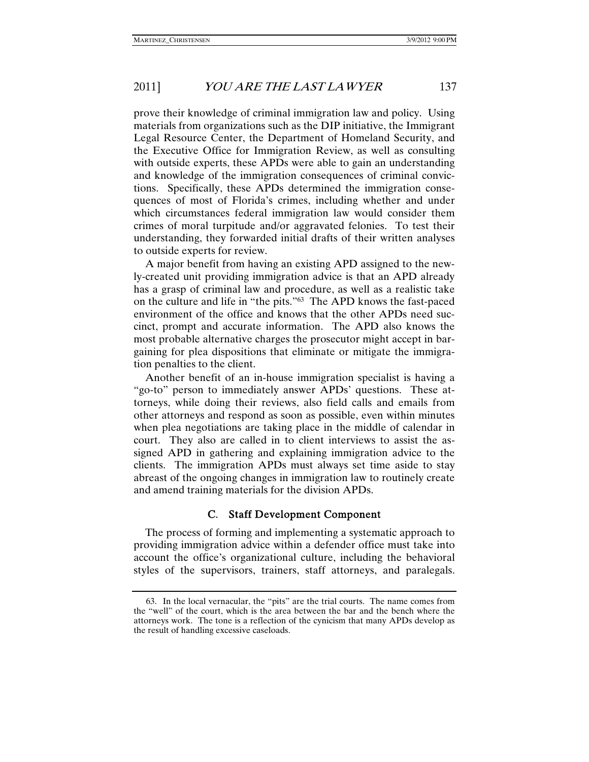prove their knowledge of criminal immigration law and policy. Using materials from organizations such as the DIP initiative, the Immigrant Legal Resource Center, the Department of Homeland Security, and the Executive Office for Immigration Review, as well as consulting with outside experts, these APDs were able to gain an understanding and knowledge of the immigration consequences of criminal convictions. Specifically, these APDs determined the immigration consequences of most of Florida's crimes, including whether and under which circumstances federal immigration law would consider them crimes of moral turpitude and/or aggravated felonies. To test their understanding, they forwarded initial drafts of their written analyses to outside experts for review.

A major benefit from having an existing APD assigned to the newly-created unit providing immigration advice is that an APD already has a grasp of criminal law and procedure, as well as a realistic take on the culture and life in "the pits."[63] The APD knows the fast-paced environment of the office and knows that the other APDs need succinct, prompt and accurate information. The APD also knows the most probable alternative charges the prosecutor might accept in bargaining for plea dispositions that eliminate or mitigate the immigration penalties to the client.

Another benefit of an in-house immigration specialist is having a "go-to" person to immediately answer APDs' questions. These attorneys, while doing their reviews, also field calls and emails from other attorneys and respond as soon as possible, even within minutes when plea negotiations are taking place in the middle of calendar in court. They also are called in to client interviews to assist the assigned APD in gathering and explaining immigration advice to the clients. The immigration APDs must always set time aside to stay abreast of the ongoing changes in immigration law to routinely create and amend training materials for the division APDs.

### C. Staff Development Component

The process of forming and implementing a systematic approach to providing immigration advice within a defender office must take into account the office's organizational culture, including the behavioral styles of the supervisors, trainers, staff attorneys, and paralegals.

---

63. In the local vernacular, the "pits" are the trial courts. The name comes from the "well" of the court, which is the area between the bar and the bench where the attorneys work. The tone is a reflection of the cynicism that many APDs develop as the result of handling excessive caseloads.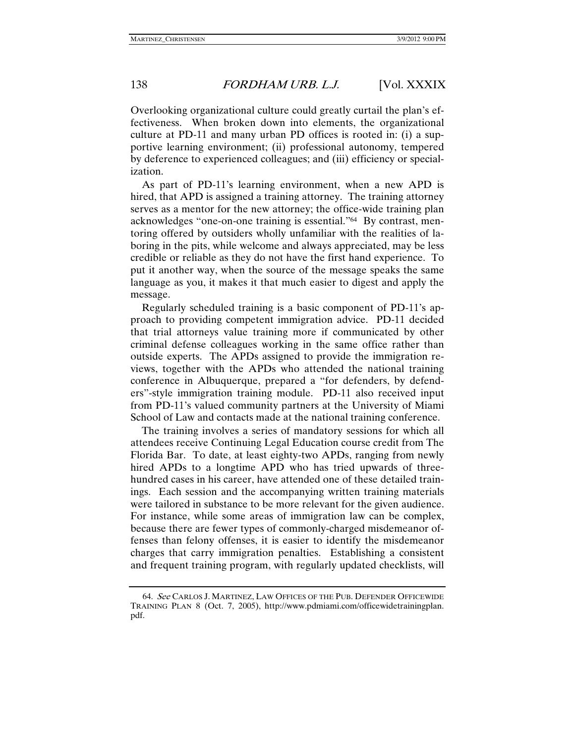Overlooking organizational culture could greatly curtail the plan's effectiveness. When broken down into elements, the organizational culture at PD-11 and many urban PD offices is rooted in: (i) a supportive learning environment; (ii) professional autonomy, tempered by deference to experienced colleagues; and (iii) efficiency or specialization.

As part of PD-11's learning environment, when a new APD is hired, that APD is assigned a training attorney. The training attorney serves as a mentor for the new attorney; the office-wide training plan acknowledges "one-on-one training is essential."[64] By contrast, mentoring offered by outsiders wholly unfamiliar with the realities of laboring in the pits, while welcome and always appreciated, may be less credible or reliable as they do not have the first hand experience. To put it another way, when the source of the message speaks the same language as you, it makes it that much easier to digest and apply the message.

Regularly scheduled training is a basic component of PD-11's approach to providing competent immigration advice. PD-11 decided that trial attorneys value training more if communicated by other criminal defense colleagues working in the same office rather than outside experts. The APDs assigned to provide the immigration reviews, together with the APDs who attended the national training conference in Albuquerque, prepared a "for defenders, by defenders"-style immigration training module. PD-11 also received input from PD-11's valued community partners at the University of Miami School of Law and contacts made at the national training conference.

The training involves a series of mandatory sessions for which all attendees receive Continuing Legal Education course credit from The Florida Bar. To date, at least eighty-two APDs, ranging from newly hired APDs to a longtime APD who has tried upwards of three-hundred cases in his career, have attended one of these detailed trainings. Each session and the accompanying written training materials were tailored in substance to be more relevant for the given audience. For instance, while some areas of immigration law can be complex, because there are fewer types of commonly-charged misdemeanor offenses than felony offenses, it is easier to identify the misdemeanor charges that carry immigration penalties. Establishing a consistent and frequent training program, with regularly updated checklists, will

---

64. *See* CARLOS J. MARTINEZ, LAW OFFICES OF THE PUB. DEFENDER OFFICEWIDE TRAINING PLAN 8 (Oct. 7, 2005), http://www.pdmiami.com/officewidetrainingplan.pdf.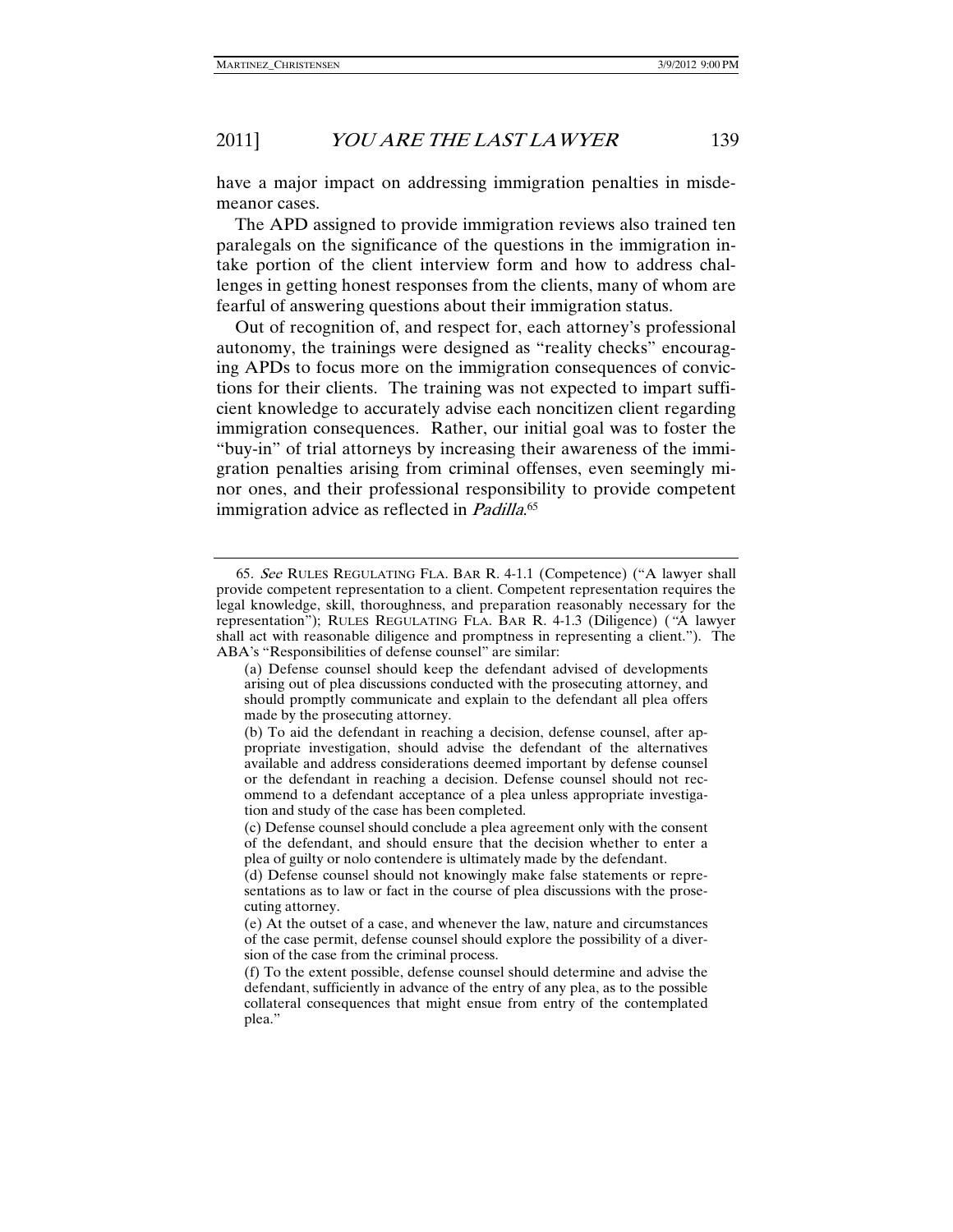have a major impact on addressing immigration penalties in misdemeanor cases.

The APD assigned to provide immigration reviews also trained ten paralegals on the significance of the questions in the immigration intake portion of the client interview form and how to address challenges in getting honest responses from the clients, many of whom are fearful of answering questions about their immigration status.

Out of recognition of, and respect for, each attorney's professional autonomy, the trainings were designed as "reality checks" encouraging APDs to focus more on the immigration consequences of convictions for their clients. The training was not expected to impart sufficient knowledge to accurately advise each noncitizen client regarding immigration consequences. Rather, our initial goal was to foster the "buy-in" of trial attorneys by increasing their awareness of the immigration penalties arising from criminal offenses, even seemingly minor ones, and their professional responsibility to provide competent immigration advice as reflected in *Padilla*.[65]

---

65. *See* RULES REGULATING FLA. BAR R. 4-1.1 (Competence) ("A lawyer shall provide competent representation to a client. Competent representation requires the legal knowledge, skill, thoroughness, and preparation reasonably necessary for the representation"); RULES REGULATING FLA. BAR R. 4-1.3 (Diligence) ("A lawyer shall act with reasonable diligence and promptness in representing a client."). The ABA's "Responsibilities of defense counsel" are similar:

> (a) Defense counsel should keep the defendant advised of developments arising out of plea discussions conducted with the prosecuting attorney, and should promptly communicate and explain to the defendant all plea offers made by the prosecuting attorney.
>
> (b) To aid the defendant in reaching a decision, defense counsel, after appropriate investigation, should advise the defendant of the alternatives available and address considerations deemed important by defense counsel or the defendant in reaching a decision. Defense counsel should not recommend to a defendant acceptance of a plea unless appropriate investigation and study of the case has been completed.
>
> (c) Defense counsel should conclude a plea agreement only with the consent of the defendant, and should ensure that the decision whether to enter a plea of guilty or nolo contendere is ultimately made by the defendant.
>
> (d) Defense counsel should not knowingly make false statements or representations as to law or fact in the course of plea discussions with the prosecuting attorney.
>
> (e) At the outset of a case, and whenever the law, nature and circumstances of the case permit, defense counsel should explore the possibility of a diversion of the case from the criminal process.
>
> (f) To the extent possible, defense counsel should determine and advise the defendant, sufficiently in advance of the entry of any plea, as to the possible collateral consequences that might ensue from entry of the contemplated plea."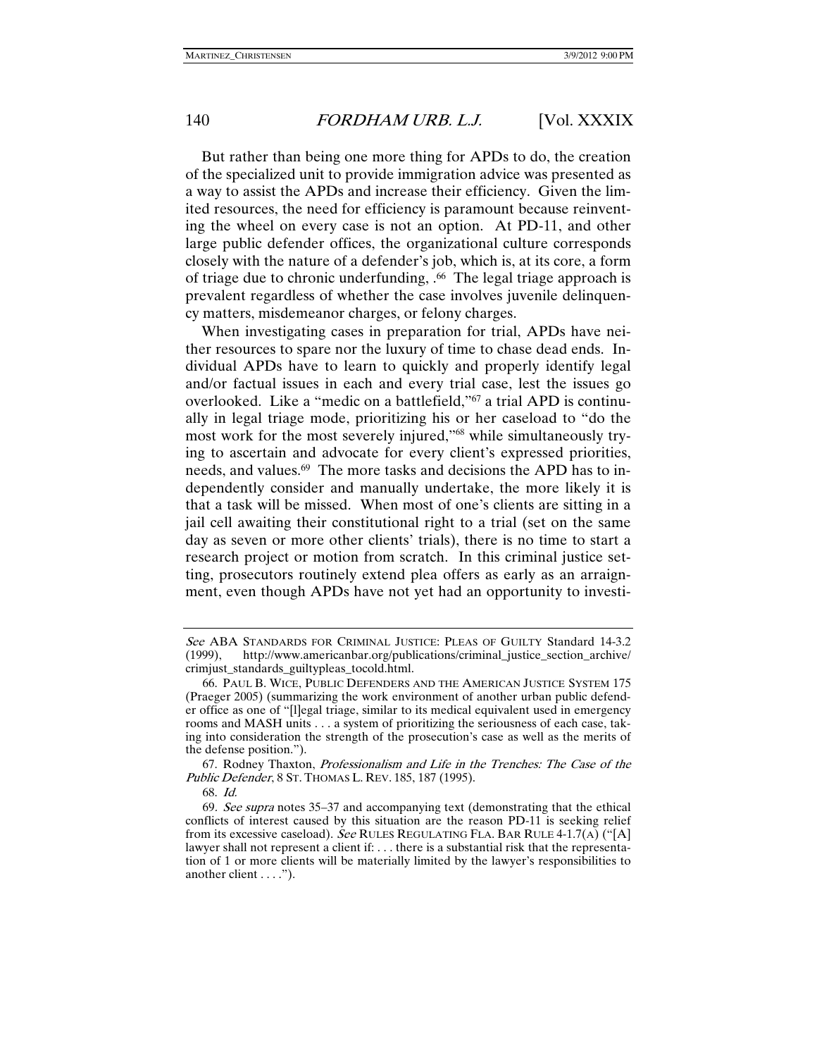But rather than being one more thing for APDs to do, the creation of the specialized unit to provide immigration advice was presented as a way to assist the APDs and increase their efficiency. Given the limited resources, the need for efficiency is paramount because reinventing the wheel on every case is not an option. At PD-11, and other large public defender offices, the organizational culture corresponds closely with the nature of a defender's job, which is, at its core, a form of triage due to chronic underfunding, .[66] The legal triage approach is prevalent regardless of whether the case involves juvenile delinquency matters, misdemeanor charges, or felony charges.

When investigating cases in preparation for trial, APDs have neither resources to spare nor the luxury of time to chase dead ends. Individual APDs have to learn to quickly and properly identify legal and/or factual issues in each and every trial case, lest the issues go overlooked. Like a "medic on a battlefield,"[67] a trial APD is continually in legal triage mode, prioritizing his or her caseload to "do the most work for the most severely injured,"[68] while simultaneously trying to ascertain and advocate for every client's expressed priorities, needs, and values.[69] The more tasks and decisions the APD has to independently consider and manually undertake, the more likely it is that a task will be missed. When most of one's clients are sitting in a jail cell awaiting their constitutional right to a trial (set on the same day as seven or more other clients' trials), there is no time to start a research project or motion from scratch. In this criminal justice setting, prosecutors routinely extend plea offers as early as an arraignment, even though APDs have not yet had an opportunity to investi-

---

*See* ABA STANDARDS FOR CRIMINAL JUSTICE: PLEAS OF GUILTY Standard 14-3.2 (1999), http://www.americanbar.org/publications/criminal_justice_section_archive/crimjust_standards_guiltypleas_tocold.html.

66. PAUL B. WICE, PUBLIC DEFENDERS AND THE AMERICAN JUSTICE SYSTEM 175 (Praeger 2005) (summarizing the work environment of another urban public defender office as one of "[l]egal triage, similar to its medical equivalent used in emergency rooms and MASH units . . . a system of prioritizing the seriousness of each case, taking into consideration the strength of the prosecution's case as well as the merits of the defense position.").

67. Rodney Thaxton, *Professionalism and Life in the Trenches: The Case of the Public Defender*, 8 ST. THOMAS L. REV. 185, 187 (1995).

68. *Id.*

69. *See supra* notes 35–37 and accompanying text (demonstrating that the ethical conflicts of interest caused by this situation are the reason PD-11 is seeking relief from its excessive caseload). *See* RULES REGULATING FLA. BAR RULE 4-1.7(A) ("[A] lawyer shall not represent a client if: . . . there is a substantial risk that the representation of 1 or more clients will be materially limited by the lawyer's responsibilities to another client . . . .").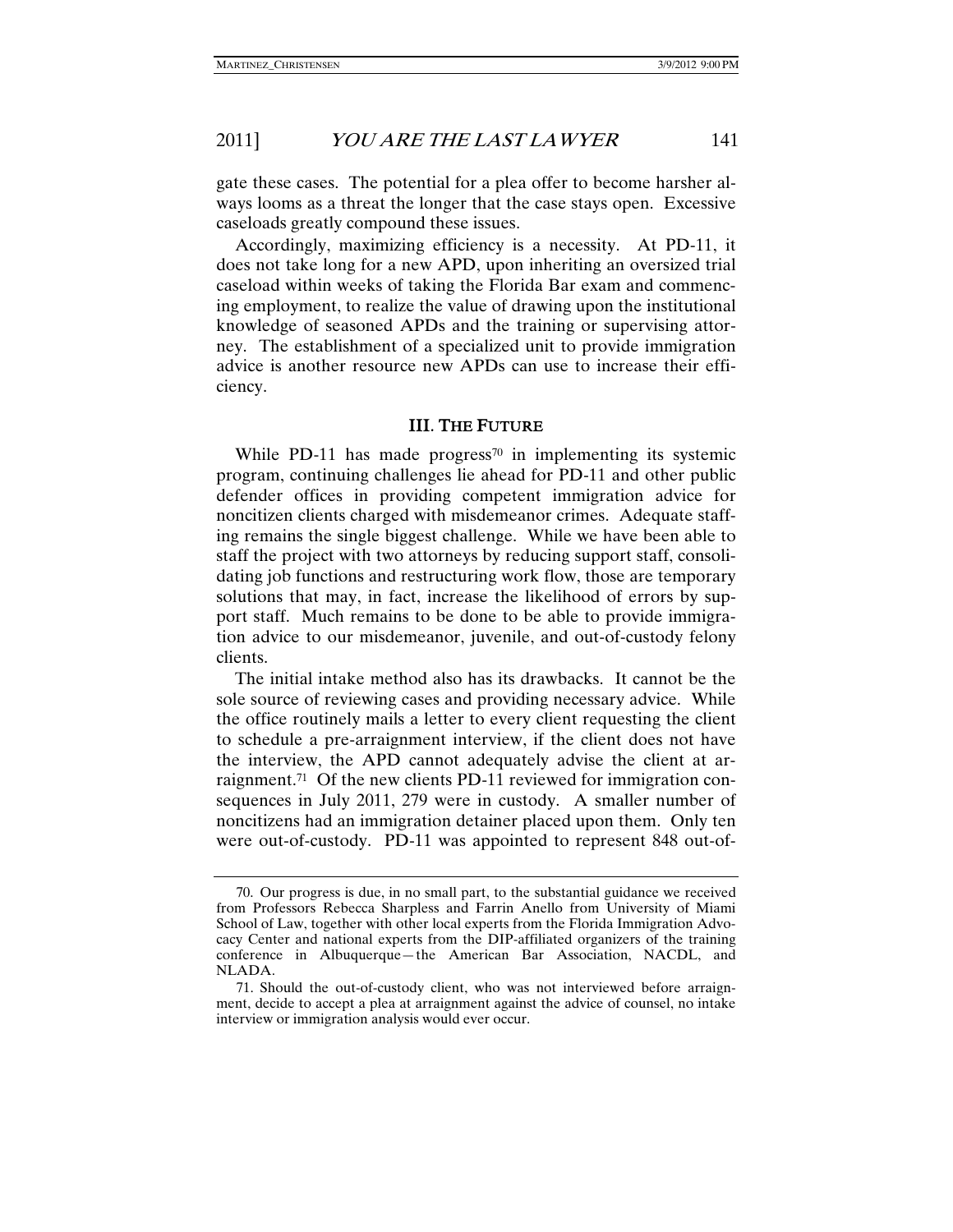gate these cases. The potential for a plea offer to become harsher always looms as a threat the longer that the case stays open. Excessive caseloads greatly compound these issues.

Accordingly, maximizing efficiency is a necessity. At PD-11, it does not take long for a new APD, upon inheriting an oversized trial caseload within weeks of taking the Florida Bar exam and commencing employment, to realize the value of drawing upon the institutional knowledge of seasoned APDs and the training or supervising attorney. The establishment of a specialized unit to provide immigration advice is another resource new APDs can use to increase their efficiency.

## III. THE FUTURE

While PD-11 has made progress[70] in implementing its systemic program, continuing challenges lie ahead for PD-11 and other public defender offices in providing competent immigration advice for noncitizen clients charged with misdemeanor crimes. Adequate staffing remains the single biggest challenge. While we have been able to staff the project with two attorneys by reducing support staff, consolidating job functions and restructuring work flow, those are temporary solutions that may, in fact, increase the likelihood of errors by support staff. Much remains to be done to be able to provide immigration advice to our misdemeanor, juvenile, and out-of-custody felony clients.

The initial intake method also has its drawbacks. It cannot be the sole source of reviewing cases and providing necessary advice. While the office routinely mails a letter to every client requesting the client to schedule a pre-arraignment interview, if the client does not have the interview, the APD cannot adequately advise the client at arraignment.[71] Of the new clients PD-11 reviewed for immigration consequences in July 2011, 279 were in custody. A smaller number of noncitizens had an immigration detainer placed upon them. Only ten were out-of-custody. PD-11 was appointed to represent 848 out-of-

---

70. Our progress is due, in no small part, to the substantial guidance we received from Professors Rebecca Sharpless and Farrin Anello from University of Miami School of Law, together with other local experts from the Florida Immigration Advocacy Center and national experts from the DIP-affiliated organizers of the training conference in Albuquerque—the American Bar Association, NACDL, and NLADA.

71. Should the out-of-custody client, who was not interviewed before arraignment, decide to accept a plea at arraignment against the advice of counsel, no intake interview or immigration analysis would ever occur.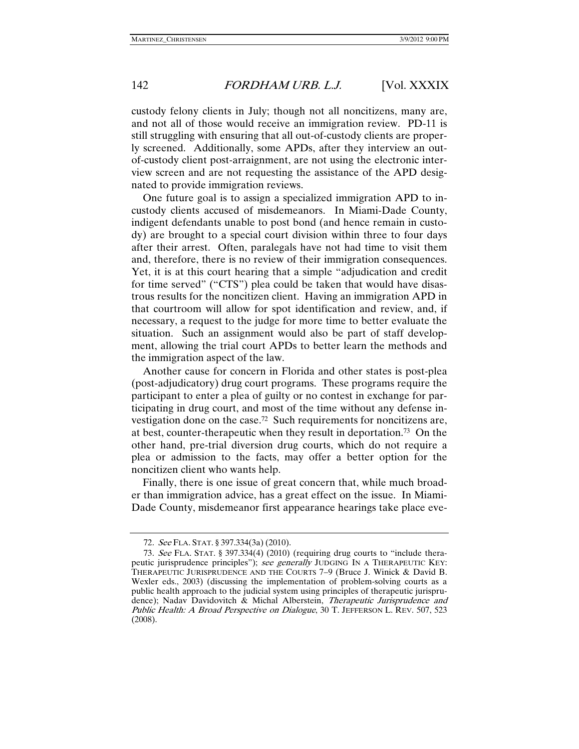custody felony clients in July; though not all noncitizens, many are, and not all of those would receive an immigration review. PD-11 is still struggling with ensuring that all out-of-custody clients are properly screened. Additionally, some APDs, after they interview an out-of-custody client post-arraignment, are not using the electronic interview screen and are not requesting the assistance of the APD designated to provide immigration reviews.

One future goal is to assign a specialized immigration APD to in-custody clients accused of misdemeanors. In Miami-Dade County, indigent defendants unable to post bond (and hence remain in custody) are brought to a special court division within three to four days after their arrest. Often, paralegals have not had time to visit them and, therefore, there is no review of their immigration consequences. Yet, it is at this court hearing that a simple "adjudication and credit for time served" ("CTS") plea could be taken that would have disastrous results for the noncitizen client. Having an immigration APD in that courtroom will allow for spot identification and review, and, if necessary, a request to the judge for more time to better evaluate the situation. Such an assignment would also be part of staff development, allowing the trial court APDs to better learn the methods and the immigration aspect of the law.

Another cause for concern in Florida and other states is post-plea (post-adjudicatory) drug court programs. These programs require the participant to enter a plea of guilty or no contest in exchange for participating in drug court, and most of the time without any defense investigation done on the case.[72] Such requirements for noncitizens are, at best, counter-therapeutic when they result in deportation.[73] On the other hand, pre-trial diversion drug courts, which do not require a plea or admission to the facts, may offer a better option for the noncitizen client who wants help.

Finally, there is one issue of great concern that, while much broader than immigration advice, has a great effect on the issue. In Miami-Dade County, misdemeanor first appearance hearings take place eve-

---

72. *See* FLA. STAT. § 397.334(3a) (2010).

73. *See* FLA. STAT. § 397.334(4) (2010) (requiring drug courts to "include therapeutic jurisprudence principles"); *see generally* JUDGING IN A THERAPEUTIC KEY: THERAPEUTIC JURISPRUDENCE AND THE COURTS 7–9 (Bruce J. Winick & David B. Wexler eds., 2003) (discussing the implementation of problem-solving courts as a public health approach to the judicial system using principles of therapeutic jurisprudence); Nadav Davidovitch & Michal Alberstein, *Therapeutic Jurisprudence and Public Health: A Broad Perspective on Dialogue*, 30 T. JEFFERSON L. REV. 507, 523 (2008).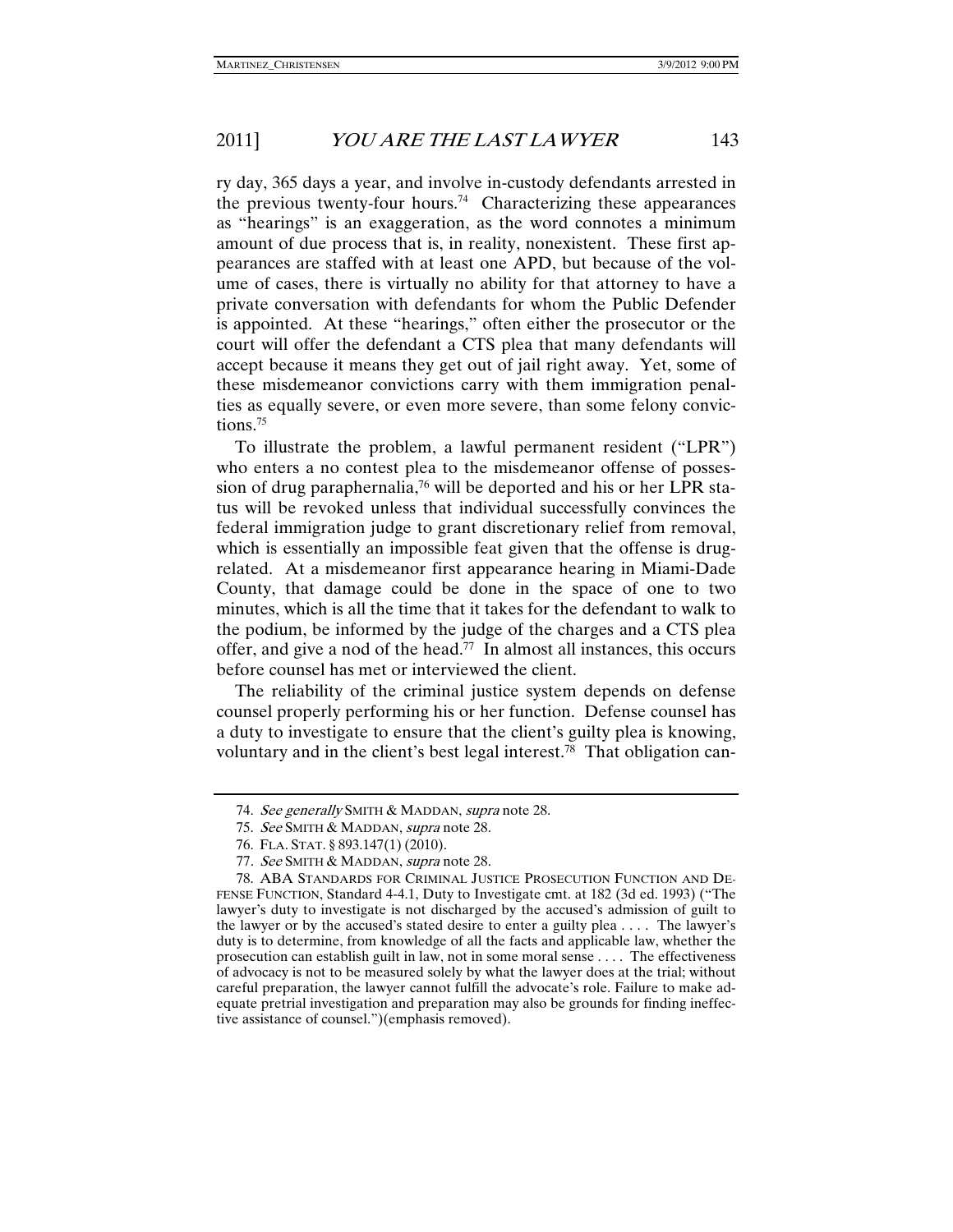ry day, 365 days a year, and involve in-custody defendants arrested in the previous twenty-four hours.[74] Characterizing these appearances as "hearings" is an exaggeration, as the word connotes a minimum amount of due process that is, in reality, nonexistent. These first appearances are staffed with at least one APD, but because of the volume of cases, there is virtually no ability for that attorney to have a private conversation with defendants for whom the Public Defender is appointed. At these "hearings," often either the prosecutor or the court will offer the defendant a CTS plea that many defendants will accept because it means they get out of jail right away. Yet, some of these misdemeanor convictions carry with them immigration penalties as equally severe, or even more severe, than some felony convictions.[75]

To illustrate the problem, a lawful permanent resident ("LPR") who enters a no contest plea to the misdemeanor offense of possession of drug paraphernalia,[76] will be deported and his or her LPR status will be revoked unless that individual successfully convinces the federal immigration judge to grant discretionary relief from removal, which is essentially an impossible feat given that the offense is drug-related. At a misdemeanor first appearance hearing in Miami-Dade County, that damage could be done in the space of one to two minutes, which is all the time that it takes for the defendant to walk to the podium, be informed by the judge of the charges and a CTS plea offer, and give a nod of the head.[77] In almost all instances, this occurs before counsel has met or interviewed the client.

The reliability of the criminal justice system depends on defense counsel properly performing his or her function. Defense counsel has a duty to investigate to ensure that the client's guilty plea is knowing, voluntary and in the client's best legal interest.[78] That obligation can-

---

74. *See generally* SMITH & MADDAN, *supra* note 28.

75. *See* SMITH & MADDAN, *supra* note 28.

76. FLA. STAT. § 893.147(1) (2010).

77. *See* SMITH & MADDAN, *supra* note 28.

78. ABA STANDARDS FOR CRIMINAL JUSTICE PROSECUTION FUNCTION AND DEFENSE FUNCTION, Standard 4-4.1, Duty to Investigate cmt. at 182 (3d ed. 1993) ("The lawyer's duty to investigate is not discharged by the accused's admission of guilt to the lawyer or by the accused's stated desire to enter a guilty plea . . . . The lawyer's duty is to determine, from knowledge of all the facts and applicable law, whether the prosecution can establish guilt in law, not in some moral sense . . . . The effectiveness of advocacy is not to be measured solely by what the lawyer does at the trial; without careful preparation, the lawyer cannot fulfill the advocate's role. Failure to make adequate pretrial investigation and preparation may also be grounds for finding ineffective assistance of counsel.")(emphasis removed).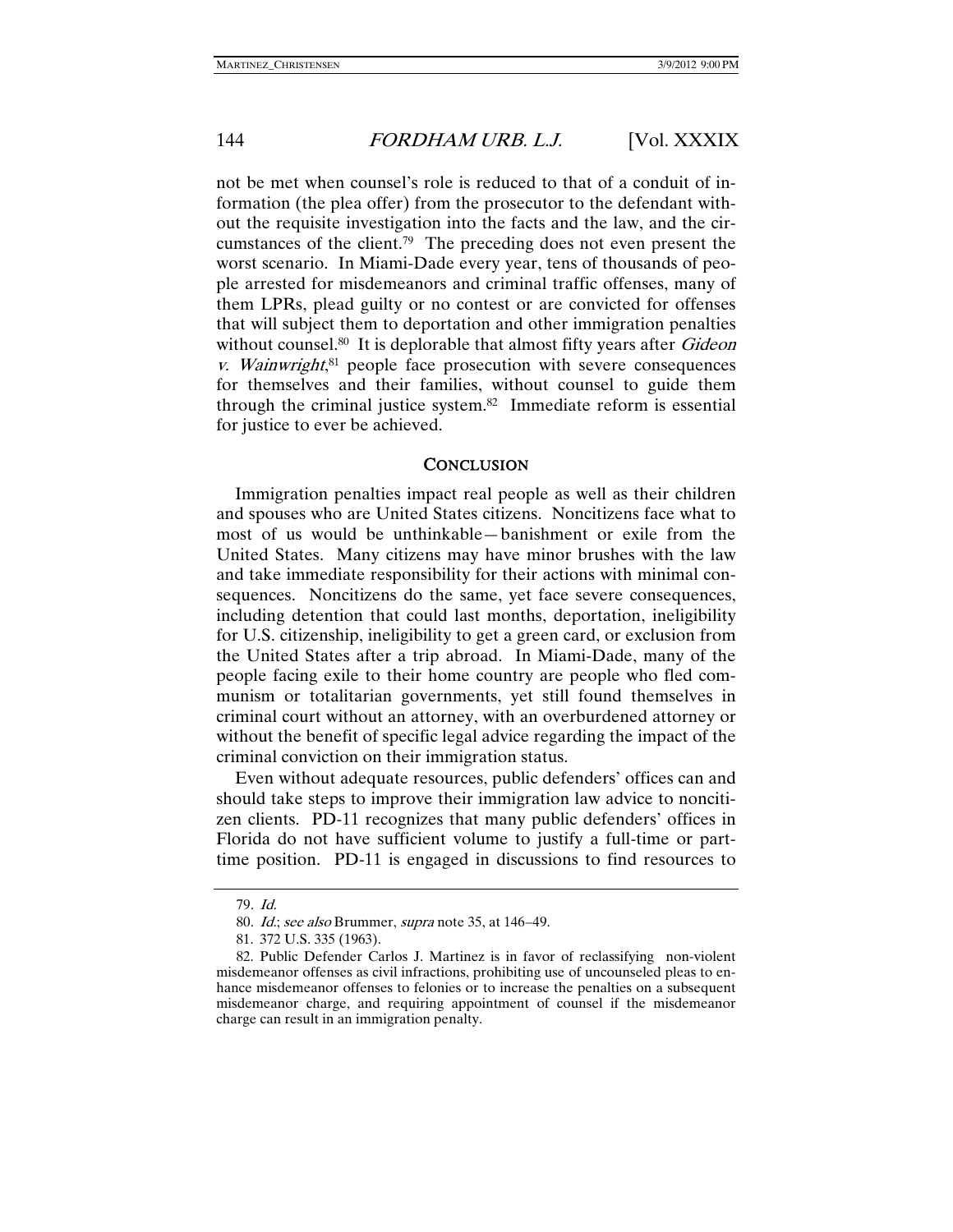not be met when counsel's role is reduced to that of a conduit of information (the plea offer) from the prosecutor to the defendant without the requisite investigation into the facts and the law, and the circumstances of the client.[79] The preceding does not even present the worst scenario. In Miami-Dade every year, tens of thousands of people arrested for misdemeanors and criminal traffic offenses, many of them LPRs, plead guilty or no contest or are convicted for offenses that will subject them to deportation and other immigration penalties without counsel.[80] It is deplorable that almost fifty years after *Gideon v. Wainwright*,[81] people face prosecution with severe consequences for themselves and their families, without counsel to guide them through the criminal justice system.[82] Immediate reform is essential for justice to ever be achieved.

## CONCLUSION

Immigration penalties impact real people as well as their children and spouses who are United States citizens. Noncitizens face what to most of us would be unthinkable—banishment or exile from the United States. Many citizens may have minor brushes with the law and take immediate responsibility for their actions with minimal consequences. Noncitizens do the same, yet face severe consequences, including detention that could last months, deportation, ineligibility for U.S. citizenship, ineligibility to get a green card, or exclusion from the United States after a trip abroad. In Miami-Dade, many of the people facing exile to their home country are people who fled communism or totalitarian governments, yet still found themselves in criminal court without an attorney, with an overburdened attorney or without the benefit of specific legal advice regarding the impact of the criminal conviction on their immigration status.

Even without adequate resources, public defenders' offices can and should take steps to improve their immigration law advice to noncitizen clients. PD-11 recognizes that many public defenders' offices in Florida do not have sufficient volume to justify a full-time or part-time position. PD-11 is engaged in discussions to find resources to

---

79. *Id.*

80. *Id.*; *see also* Brummer, *supra* note 35, at 146–49.

81. 372 U.S. 335 (1963).

82. Public Defender Carlos J. Martinez is in favor of reclassifying non-violent misdemeanor offenses as civil infractions, prohibiting use of uncounseled pleas to enhance misdemeanor offenses to felonies or to increase the penalties on a subsequent misdemeanor charge, and requiring appointment of counsel if the misdemeanor charge can result in an immigration penalty.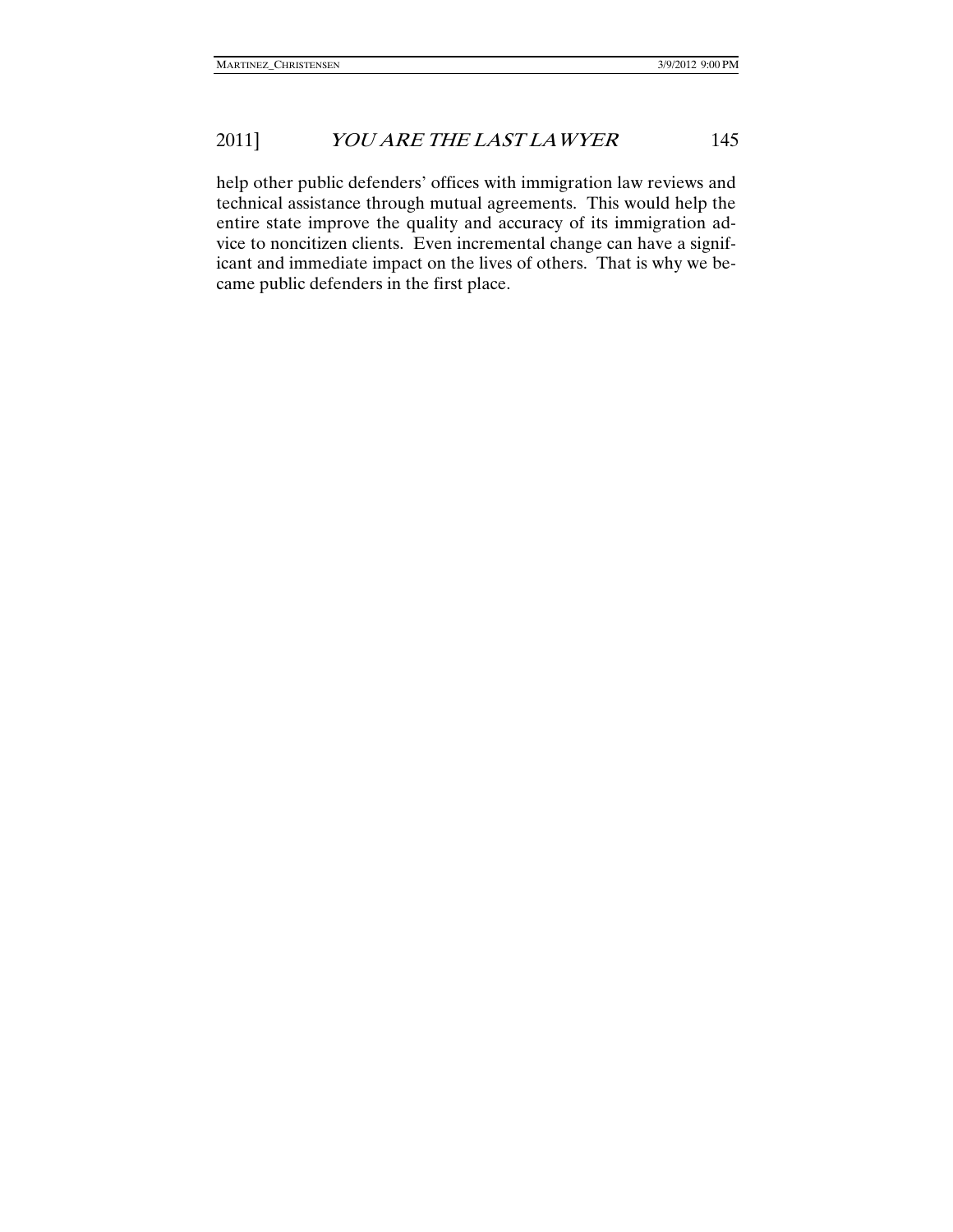help other public defenders' offices with immigration law reviews and technical assistance through mutual agreements. This would help the entire state improve the quality and accuracy of its immigration advice to noncitizen clients. Even incremental change can have a significant and immediate impact on the lives of others. That is why we became public defenders in the first place.